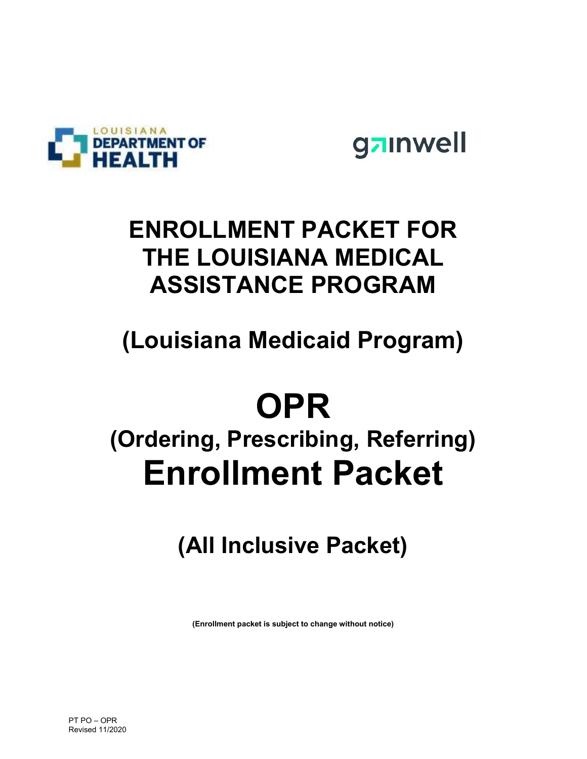LOUISIANA DEPARTMENT OF HEALTH

gainwell

# ENROLLMENT PACKET FOR THE LOUISIANA MEDICAL ASSISTANCE PROGRAM

## (Louisiana Medicaid Program)

# OPR

## (Ordering, Prescribing, Referring)

# Enrollment Packet

## (All Inclusive Packet)

**(Enrollment packet is subject to change without notice)**

PT PO – OPR
Revised 11/2020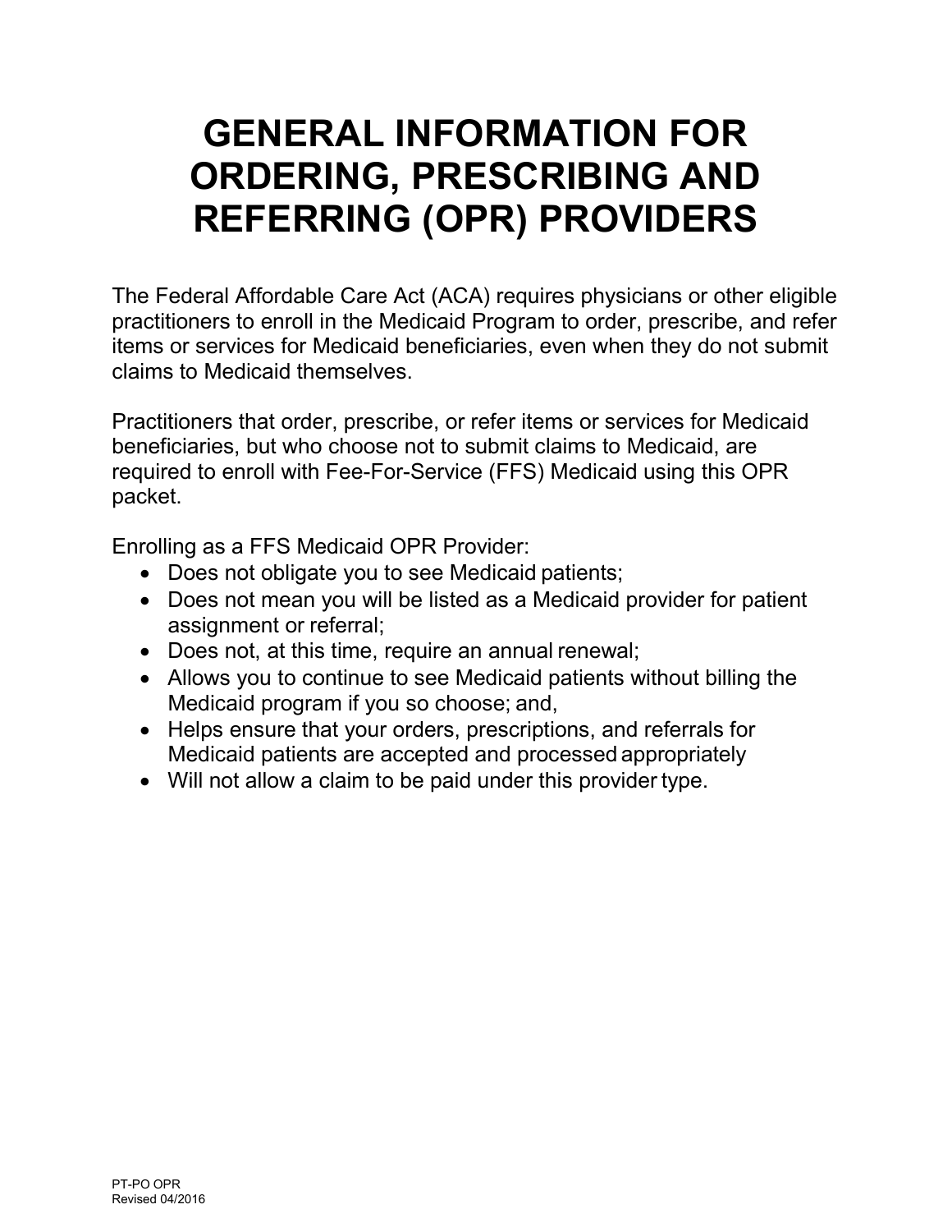# GENERAL INFORMATION FOR ORDERING, PRESCRIBING AND REFERRING (OPR) PROVIDERS

The Federal Affordable Care Act (ACA) requires physicians or other eligible practitioners to enroll in the Medicaid Program to order, prescribe, and refer items or services for Medicaid beneficiaries, even when they do not submit claims to Medicaid themselves.

Practitioners that order, prescribe, or refer items or services for Medicaid beneficiaries, but who choose not to submit claims to Medicaid, are required to enroll with Fee-For-Service (FFS) Medicaid using this OPR packet.

Enrolling as a FFS Medicaid OPR Provider:

- Does not obligate you to see Medicaid patients;
- Does not mean you will be listed as a Medicaid provider for patient assignment or referral;
- Does not, at this time, require an annual renewal;
- Allows you to continue to see Medicaid patients without billing the Medicaid program if you so choose; and,
- Helps ensure that your orders, prescriptions, and referrals for Medicaid patients are accepted and processed appropriately
- Will not allow a claim to be paid under this provider type.

PT-PO OPR
Revised 04/2016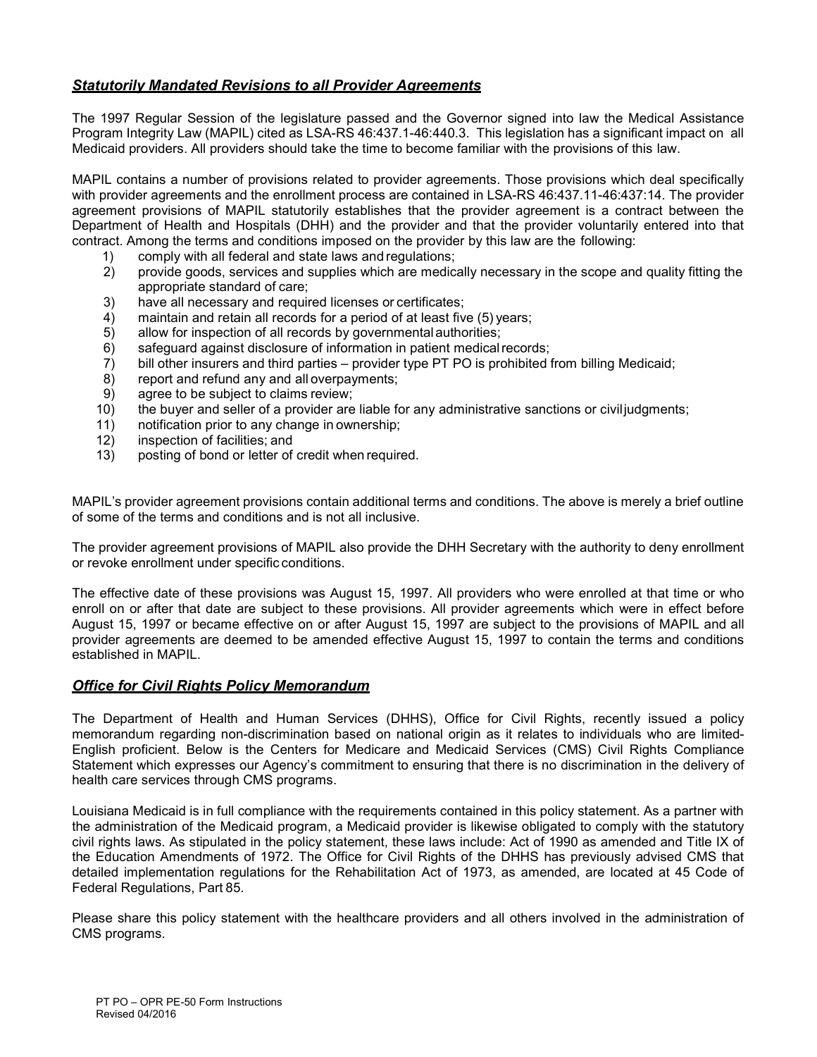## ***Statutorily Mandated Revisions to all Provider Agreements***

The 1997 Regular Session of the legislature passed and the Governor signed into law the Medical Assistance Program Integrity Law (MAPIL) cited as LSA-RS 46:437.1-46:440.3. This legislation has a significant impact on all Medicaid providers. All providers should take the time to become familiar with the provisions of this law.

MAPIL contains a number of provisions related to provider agreements. Those provisions which deal specifically with provider agreements and the enrollment process are contained in LSA-RS 46:437.11-46:437:14. The provider agreement provisions of MAPIL statutorily establishes that the provider agreement is a contract between the Department of Health and Hospitals (DHH) and the provider and that the provider voluntarily entered into that contract. Among the terms and conditions imposed on the provider by this law are the following:

1) comply with all federal and state laws and regulations;
2) provide goods, services and supplies which are medically necessary in the scope and quality fitting the appropriate standard of care;
3) have all necessary and required licenses or certificates;
4) maintain and retain all records for a period of at least five (5) years;
5) allow for inspection of all records by governmental authorities;
6) safeguard against disclosure of information in patient medical records;
7) bill other insurers and third parties – provider type PT PO is prohibited from billing Medicaid;
8) report and refund any and all overpayments;
9) agree to be subject to claims review;
10) the buyer and seller of a provider are liable for any administrative sanctions or civil judgments;
11) notification prior to any change in ownership;
12) inspection of facilities; and
13) posting of bond or letter of credit when required.

MAPIL's provider agreement provisions contain additional terms and conditions. The above is merely a brief outline of some of the terms and conditions and is not all inclusive.

The provider agreement provisions of MAPIL also provide the DHH Secretary with the authority to deny enrollment or revoke enrollment under specific conditions.

The effective date of these provisions was August 15, 1997. All providers who were enrolled at that time or who enroll on or after that date are subject to these provisions. All provider agreements which were in effect before August 15, 1997 or became effective on or after August 15, 1997 are subject to the provisions of MAPIL and all provider agreements are deemed to be amended effective August 15, 1997 to contain the terms and conditions established in MAPIL.

## ***Office for Civil Rights Policy Memorandum***

The Department of Health and Human Services (DHHS), Office for Civil Rights, recently issued a policy memorandum regarding non-discrimination based on national origin as it relates to individuals who are limited-English proficient. Below is the Centers for Medicare and Medicaid Services (CMS) Civil Rights Compliance Statement which expresses our Agency's commitment to ensuring that there is no discrimination in the delivery of health care services through CMS programs.

Louisiana Medicaid is in full compliance with the requirements contained in this policy statement. As a partner with the administration of the Medicaid program, a Medicaid provider is likewise obligated to comply with the statutory civil rights laws. As stipulated in the policy statement, these laws include: Act of 1990 as amended and Title IX of the Education Amendments of 1972. The Office for Civil Rights of the DHHS has previously advised CMS that detailed implementation regulations for the Rehabilitation Act of 1973, as amended, are located at 45 Code of Federal Regulations, Part 85.

Please share this policy statement with the healthcare providers and all others involved in the administration of CMS programs.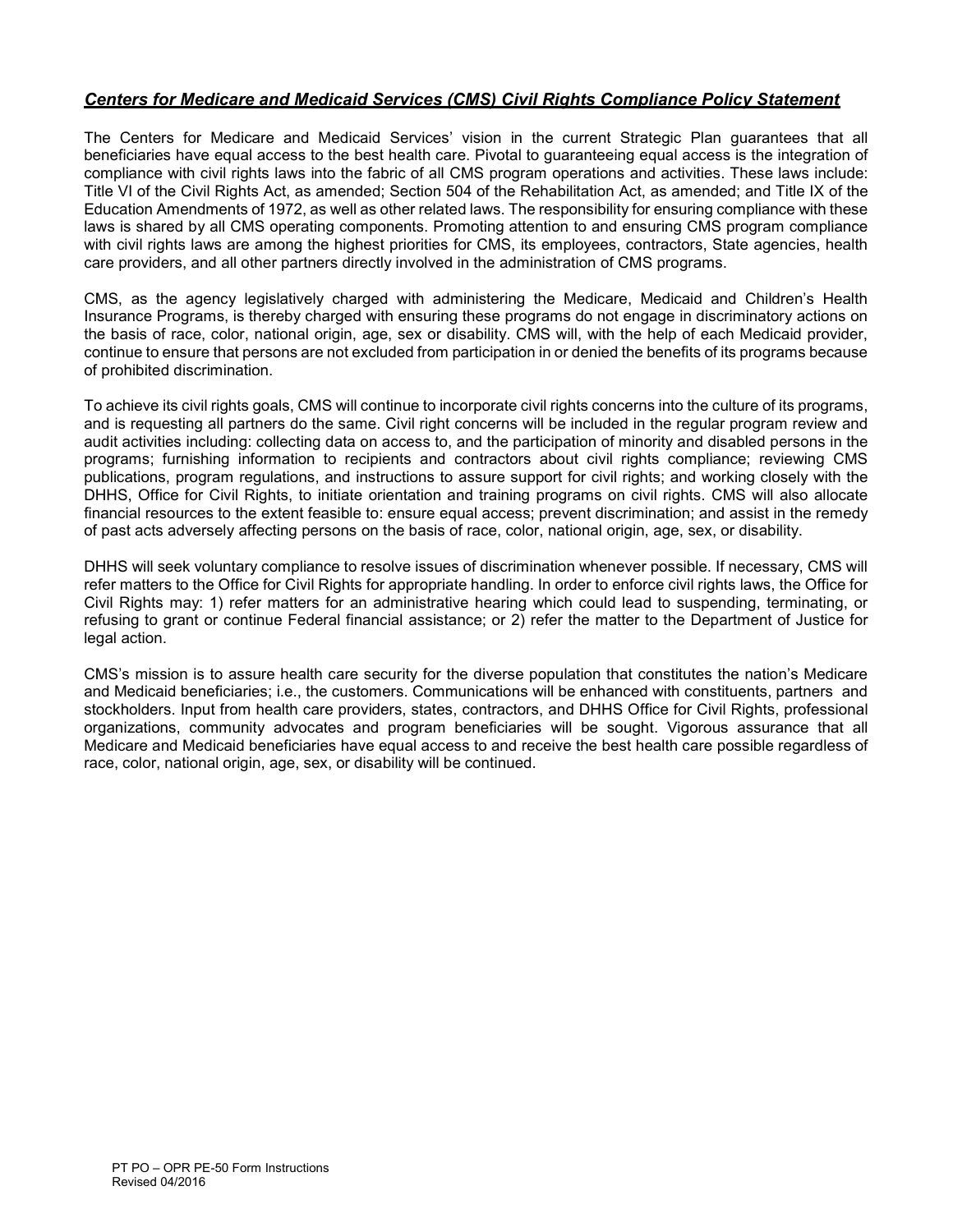## ***Centers for Medicare and Medicaid Services (CMS) Civil Rights Compliance Policy Statement***

The Centers for Medicare and Medicaid Services' vision in the current Strategic Plan guarantees that all beneficiaries have equal access to the best health care. Pivotal to guaranteeing equal access is the integration of compliance with civil rights laws into the fabric of all CMS program operations and activities. These laws include: Title VI of the Civil Rights Act, as amended; Section 504 of the Rehabilitation Act, as amended; and Title IX of the Education Amendments of 1972, as well as other related laws. The responsibility for ensuring compliance with these laws is shared by all CMS operating components. Promoting attention to and ensuring CMS program compliance with civil rights laws are among the highest priorities for CMS, its employees, contractors, State agencies, health care providers, and all other partners directly involved in the administration of CMS programs.

CMS, as the agency legislatively charged with administering the Medicare, Medicaid and Children's Health Insurance Programs, is thereby charged with ensuring these programs do not engage in discriminatory actions on the basis of race, color, national origin, age, sex or disability. CMS will, with the help of each Medicaid provider, continue to ensure that persons are not excluded from participation in or denied the benefits of its programs because of prohibited discrimination.

To achieve its civil rights goals, CMS will continue to incorporate civil rights concerns into the culture of its programs, and is requesting all partners do the same. Civil right concerns will be included in the regular program review and audit activities including: collecting data on access to, and the participation of minority and disabled persons in the programs; furnishing information to recipients and contractors about civil rights compliance; reviewing CMS publications, program regulations, and instructions to assure support for civil rights; and working closely with the DHHS, Office for Civil Rights, to initiate orientation and training programs on civil rights. CMS will also allocate financial resources to the extent feasible to: ensure equal access; prevent discrimination; and assist in the remedy of past acts adversely affecting persons on the basis of race, color, national origin, age, sex, or disability.

DHHS will seek voluntary compliance to resolve issues of discrimination whenever possible. If necessary, CMS will refer matters to the Office for Civil Rights for appropriate handling. In order to enforce civil rights laws, the Office for Civil Rights may: 1) refer matters for an administrative hearing which could lead to suspending, terminating, or refusing to grant or continue Federal financial assistance; or 2) refer the matter to the Department of Justice for legal action.

CMS's mission is to assure health care security for the diverse population that constitutes the nation's Medicare and Medicaid beneficiaries; i.e., the customers. Communications will be enhanced with constituents, partners and stockholders. Input from health care providers, states, contractors, and DHHS Office for Civil Rights, professional organizations, community advocates and program beneficiaries will be sought. Vigorous assurance that all Medicare and Medicaid beneficiaries have equal access to and receive the best health care possible regardless of race, color, national origin, age, sex, or disability will be continued.

PT PO – OPR PE-50 Form Instructions
Revised 04/2016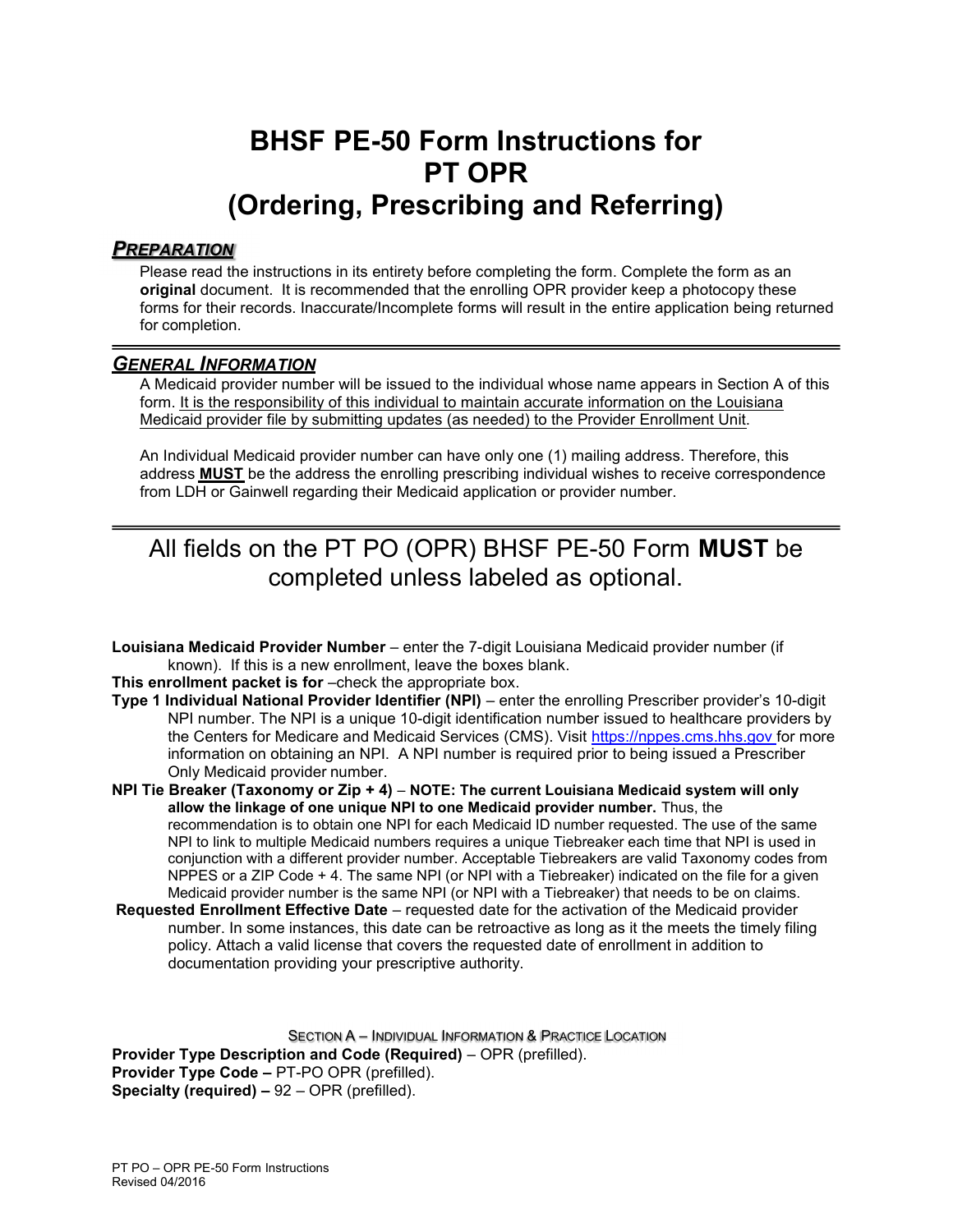# BHSF PE-50 Form Instructions for PT OPR (Ordering, Prescribing and Referring)

## ***PREPARATION***

Please read the instructions in its entirety before completing the form. Complete the form as an **original** document. It is recommended that the enrolling OPR provider keep a photocopy these forms for their records. Inaccurate/Incomplete forms will result in the entire application being returned for completion.

---

## ***GENERAL INFORMATION***

A Medicaid provider number will be issued to the individual whose name appears in Section A of this form. It is the responsibility of this individual to maintain accurate information on the Louisiana Medicaid provider file by submitting updates (as needed) to the Provider Enrollment Unit.

An Individual Medicaid provider number can have only one (1) mailing address. Therefore, this address **MUST** be the address the enrolling prescribing individual wishes to receive correspondence from LDH or Gainwell regarding their Medicaid application or provider number.

---

## All fields on the PT PO (OPR) BHSF PE-50 Form **MUST** be completed unless labeled as optional.

**Louisiana Medicaid Provider Number** – enter the 7-digit Louisiana Medicaid provider number (if known). If this is a new enrollment, leave the boxes blank.

**This enrollment packet is for** –check the appropriate box.

**Type 1 Individual National Provider Identifier (NPI)** – enter the enrolling Prescriber provider's 10-digit NPI number. The NPI is a unique 10-digit identification number issued to healthcare providers by the Centers for Medicare and Medicaid Services (CMS). Visit https://nppes.cms.hhs.gov for more information on obtaining an NPI. A NPI number is required prior to being issued a Prescriber Only Medicaid provider number.

**NPI Tie Breaker (Taxonomy or Zip + 4)** – **NOTE: The current Louisiana Medicaid system will only allow the linkage of one unique NPI to one Medicaid provider number.** Thus, the recommendation is to obtain one NPI for each Medicaid ID number requested. The use of the same NPI to link to multiple Medicaid numbers requires a unique Tiebreaker each time that NPI is used in conjunction with a different provider number. Acceptable Tiebreakers are valid Taxonomy codes from NPPES or a ZIP Code + 4. The same NPI (or NPI with a Tiebreaker) indicated on the file for a given Medicaid provider number is the same NPI (or NPI with a Tiebreaker) that needs to be on claims.

**Requested Enrollment Effective Date** – requested date for the activation of the Medicaid provider number. In some instances, this date can be retroactive as long as it the meets the timely filing policy. Attach a valid license that covers the requested date of enrollment in addition to documentation providing your prescriptive authority.

### SECTION A – INDIVIDUAL INFORMATION & PRACTICE LOCATION

**Provider Type Description and Code (Required)** – OPR (prefilled).
**Provider Type Code –** PT-PO OPR (prefilled).
**Specialty (required) –** 92 – OPR (prefilled).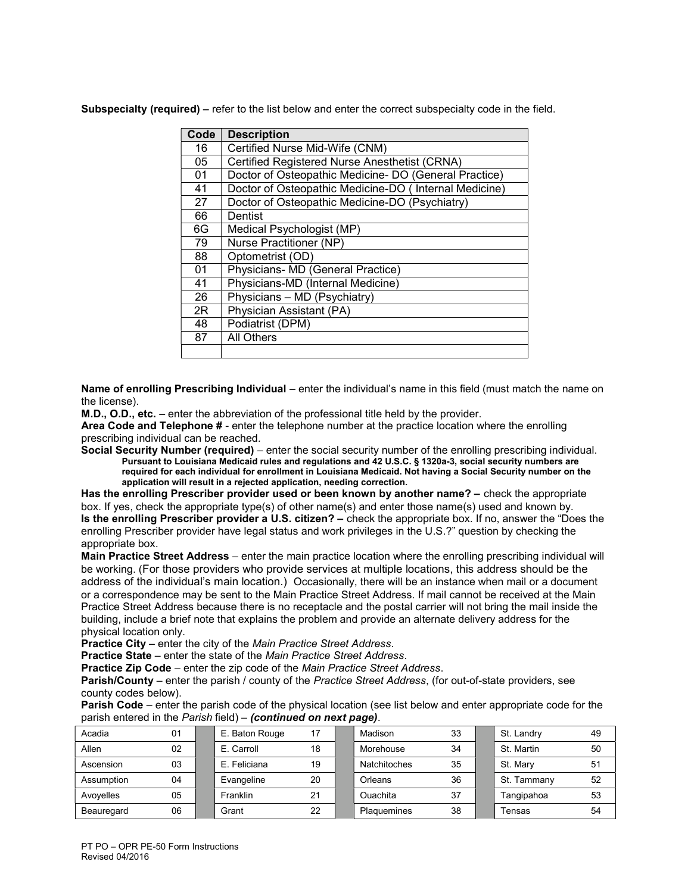**Subspecialty (required)** – refer to the list below and enter the correct subspecialty code in the field.

| Code | Description |
|---|---|
| 16 | Certified Nurse Mid-Wife (CNM) |
| 05 | Certified Registered Nurse Anesthetist (CRNA) |
| 01 | Doctor of Osteopathic Medicine- DO (General Practice) |
| 41 | Doctor of Osteopathic Medicine-DO ( Internal Medicine) |
| 27 | Doctor of Osteopathic Medicine-DO (Psychiatry) |
| 66 | Dentist |
| 6G | Medical Psychologist (MP) |
| 79 | Nurse Practitioner (NP) |
| 88 | Optometrist (OD) |
| 01 | Physicians- MD (General Practice) |
| 41 | Physicians-MD (Internal Medicine) |
| 26 | Physicians – MD (Psychiatry) |
| 2R | Physician Assistant (PA) |
| 48 | Podiatrist (DPM) |
| 87 | All Others |
| | |

**Name of enrolling Prescribing Individual** – enter the individual's name in this field (must match the name on the license).

**M.D., O.D., etc.** – enter the abbreviation of the professional title held by the provider.

**Area Code and Telephone #** - enter the telephone number at the practice location where the enrolling prescribing individual can be reached.

**Social Security Number (required)** – enter the social security number of the enrolling prescribing individual.

> **Pursuant to Louisiana Medicaid rules and regulations and 42 U.S.C. § 1320a-3, social security numbers are required for each individual for enrollment in Louisiana Medicaid. Not having a Social Security number on the application will result in a rejected application, needing correction.**

**Has the enrolling Prescriber provider used or been known by another name? –** check the appropriate box. If yes, check the appropriate type(s) of other name(s) and enter those name(s) used and known by.

**Is the enrolling Prescriber provider a U.S. citizen? –** check the appropriate box. If no, answer the "Does the enrolling Prescriber provider have legal status and work privileges in the U.S.?" question by checking the appropriate box.

**Main Practice Street Address** – enter the main practice location where the enrolling prescribing individual will be working. (For those providers who provide services at multiple locations, this address should be the address of the individual's main location.) Occasionally, there will be an instance when mail or a document or a correspondence may be sent to the Main Practice Street Address. If mail cannot be received at the Main Practice Street Address because there is no receptacle and the postal carrier will not bring the mail inside the building, include a brief note that explains the problem and provide an alternate delivery address for the physical location only.

**Practice City** – enter the city of the *Main Practice Street Address*.

**Practice State** – enter the state of the *Main Practice Street Address*.

**Practice Zip Code** – enter the zip code of the *Main Practice Street Address*.

**Parish/County** – enter the parish / county of the *Practice Street Address*, (for out-of-state providers, see county codes below).

**Parish Code** – enter the parish code of the physical location (see list below and enter appropriate code for the parish entered in the *Parish* field) – ***(continued on next page)***.

| Parish | Code | Parish | Code | Parish | Code | Parish | Code |
|---|---|---|---|---|---|---|---|
| Acadia | 01 | E. Baton Rouge | 17 | Madison | 33 | St. Landry | 49 |
| Allen | 02 | E. Carroll | 18 | Morehouse | 34 | St. Martin | 50 |
| Ascension | 03 | E. Feliciana | 19 | Natchitoches | 35 | St. Mary | 51 |
| Assumption | 04 | Evangeline | 20 | Orleans | 36 | St. Tammany | 52 |
| Avoyelles | 05 | Franklin | 21 | Ouachita | 37 | Tangipahoa | 53 |
| Beauregard | 06 | Grant | 22 | Plaquemines | 38 | Tensas | 54 |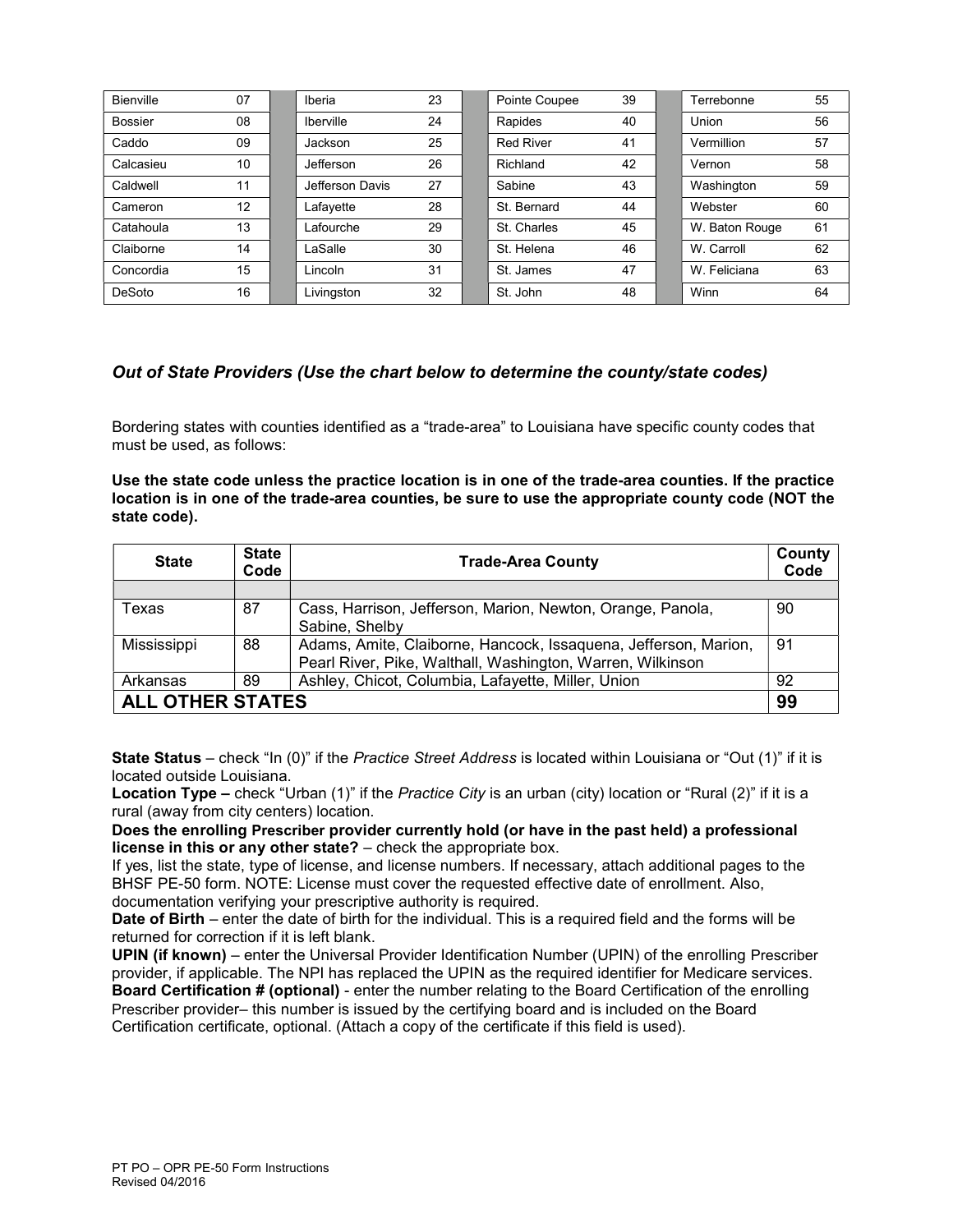| | | | | | | | | | | |
|---|---|---|---|---|---|---|---|---|---|---|
| Bienville | 07 | | Iberia | 23 | | Pointe Coupee | 39 | | Terrebonne | 55 |
| Bossier | 08 | | Iberville | 24 | | Rapides | 40 | | Union | 56 |
| Caddo | 09 | | Jackson | 25 | | Red River | 41 | | Vermillion | 57 |
| Calcasieu | 10 | | Jefferson | 26 | | Richland | 42 | | Vernon | 58 |
| Caldwell | 11 | | Jefferson Davis | 27 | | Sabine | 43 | | Washington | 59 |
| Cameron | 12 | | Lafayette | 28 | | St. Bernard | 44 | | Webster | 60 |
| Catahoula | 13 | | Lafourche | 29 | | St. Charles | 45 | | W. Baton Rouge | 61 |
| Claiborne | 14 | | LaSalle | 30 | | St. Helena | 46 | | W. Carroll | 62 |
| Concordia | 15 | | Lincoln | 31 | | St. James | 47 | | W. Feliciana | 63 |
| DeSoto | 16 | | Livingston | 32 | | St. John | 48 | | Winn | 64 |

### *Out of State Providers (Use the chart below to determine the county/state codes)*

Bordering states with counties identified as a "trade-area" to Louisiana have specific county codes that must be used, as follows:

**Use the state code unless the practice location is in one of the trade-area counties. If the practice location is in one of the trade-area counties, be sure to use the appropriate county code (NOT the state code).**

| State | State Code | Trade-Area County | County Code |
|---|---|---|---|
| | | | |
| Texas | 87 | Cass, Harrison, Jefferson, Marion, Newton, Orange, Panola, Sabine, Shelby | 90 |
| Mississippi | 88 | Adams, Amite, Claiborne, Hancock, Issaquena, Jefferson, Marion, Pearl River, Pike, Walthall, Washington, Warren, Wilkinson | 91 |
| Arkansas | 89 | Ashley, Chicot, Columbia, Lafayette, Miller, Union | 92 |
| **ALL OTHER STATES** | | | **99** |

**State Status** – check "In (0)" if the *Practice Street Address* is located within Louisiana or "Out (1)" if it is located outside Louisiana.

**Location Type –** check "Urban (1)" if the *Practice City* is an urban (city) location or "Rural (2)" if it is a rural (away from city centers) location.

**Does the enrolling Prescriber provider currently hold (or have in the past held) a professional license in this or any other state?** – check the appropriate box.

If yes, list the state, type of license, and license numbers. If necessary, attach additional pages to the BHSF PE-50 form. NOTE: License must cover the requested effective date of enrollment. Also, documentation verifying your prescriptive authority is required.

**Date of Birth** – enter the date of birth for the individual. This is a required field and the forms will be returned for correction if it is left blank.

**UPIN (if known)** – enter the Universal Provider Identification Number (UPIN) of the enrolling Prescriber provider, if applicable. The NPI has replaced the UPIN as the required identifier for Medicare services.

**Board Certification # (optional)** - enter the number relating to the Board Certification of the enrolling Prescriber provider– this number is issued by the certifying board and is included on the Board Certification certificate, optional. (Attach a copy of the certificate if this field is used).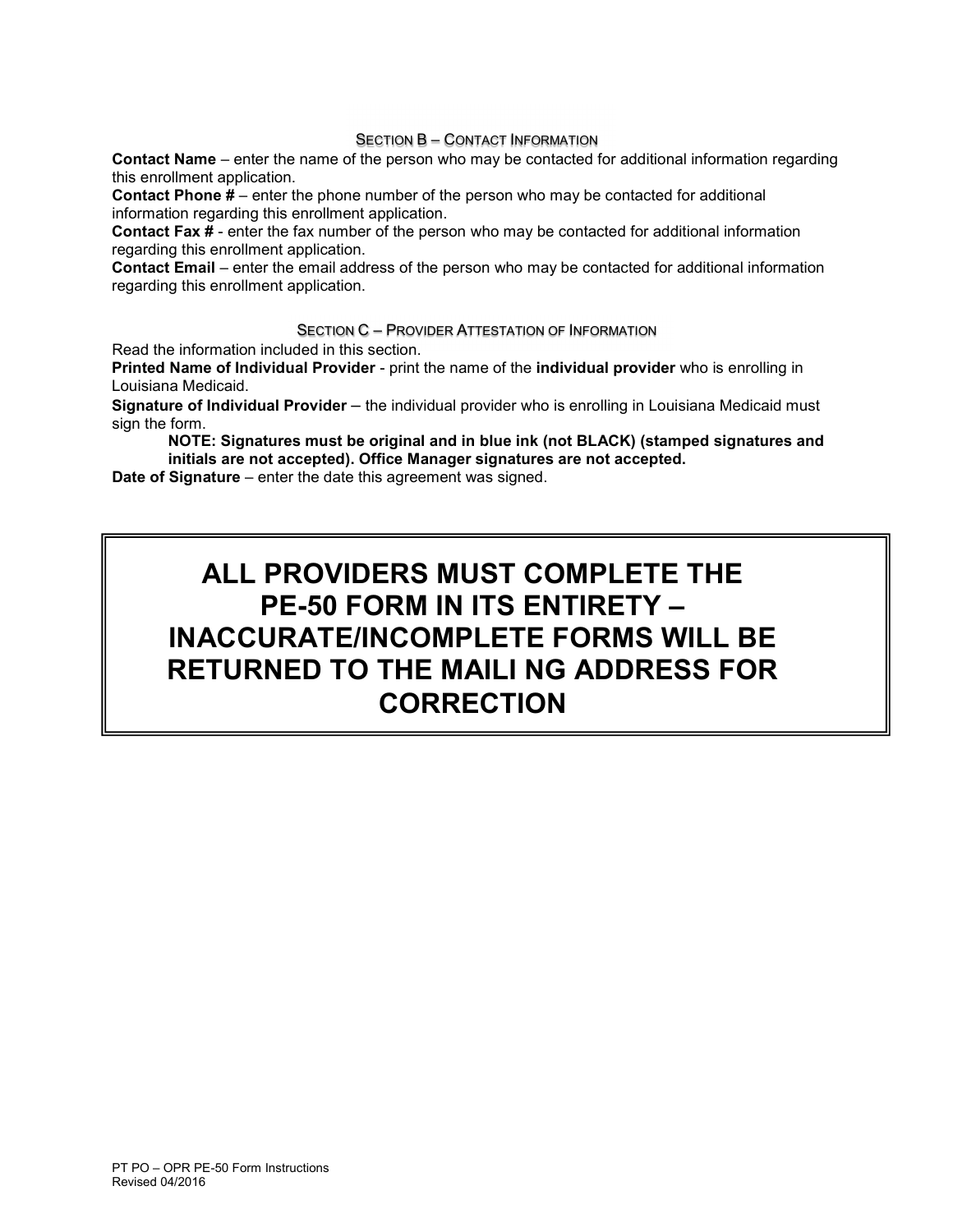## Section B – Contact Information

**Contact Name** – enter the name of the person who may be contacted for additional information regarding this enrollment application.
**Contact Phone #** – enter the phone number of the person who may be contacted for additional information regarding this enrollment application.
**Contact Fax #** - enter the fax number of the person who may be contacted for additional information regarding this enrollment application.
**Contact Email** – enter the email address of the person who may be contacted for additional information regarding this enrollment application.

## Section C – Provider Attestation of Information

Read the information included in this section.
**Printed Name of Individual Provider** - print the name of the **individual provider** who is enrolling in Louisiana Medicaid.
**Signature of Individual Provider** – the individual provider who is enrolling in Louisiana Medicaid must sign the form.

> **NOTE: Signatures must be original and in blue ink (not BLACK) (stamped signatures and initials are not accepted). Office Manager signatures are not accepted.**

**Date of Signature** – enter the date this agreement was signed.

**ALL PROVIDERS MUST COMPLETE THE PE-50 FORM IN ITS ENTIRETY – INACCURATE/INCOMPLETE FORMS WILL BE RETURNED TO THE MAILI NG ADDRESS FOR CORRECTION**

PT PO – OPR PE-50 Form Instructions
Revised 04/2016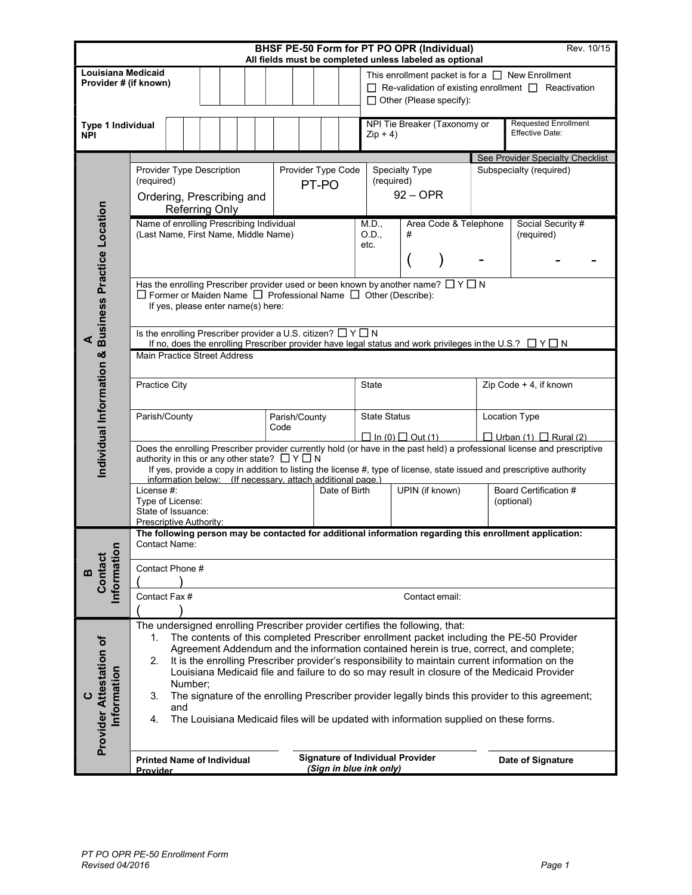# BHSF PE-50 Form for PT PO OPR (Individual)

Rev. 10/15

**All fields must be completed unless labeled as optional**

| **Louisiana Medicaid Provider # (if known)** | | This enrollment packet is for a ☐ New Enrollment ☐ Re-validation of existing enrollment ☐ Reactivation ☐ Other (Please specify): | |
|---|---|---|---|
| **Type 1 Individual NPI** | | NPI Tie Breaker (Taxonomy or Zip + 4) | Requested Enrollment Effective Date: |

## A Individual Information & Business Practice Location

See Provider Specialty Checklist

| Provider Type Description (required) | Provider Type Code | Specialty Type (required) | Subspecialty (required) |
|---|---|---|---|
| Ordering, Prescribing and Referring Only | PT-PO | 92 – OPR | |

| Name of enrolling Prescribing Individual (Last Name, First Name, Middle Name) | M.D., O.D., etc. | Area Code & Telephone # | Social Security # (required) |
|---|---|---|---|
| | | (   )   - | -   - |

Has the enrolling Prescriber provider used or been known by another name? ☐ Y ☐ N
☐ Former or Maiden Name ☐ Professional Name ☐ Other (Describe):
If yes, please enter name(s) here:

Is the enrolling Prescriber provider a U.S. citizen? ☐ Y ☐ N
If no, does the enrolling Prescriber provider have legal status and work privileges in the U.S.? ☐ Y ☐ N

Main Practice Street Address

| Practice City | State | Zip Code + 4, if known |
|---|---|---|
| | | |

| Parish/County | Parish/County Code | State Status | Location Type |
|---|---|---|---|
| | | ☐ In (0) ☐ Out (1) | ☐ Urban (1) ☐ Rural (2) |

Does the enrolling Prescriber provider currently hold (or have in the past held) a professional license and prescriptive authority in this or any other state? ☐ Y ☐ N
If yes, provide a copy in addition to listing the license #, type of license, state issued and prescriptive authority information below: (If necessary, attach additional page.)

| License #: Type of License: State of Issuance: Prescriptive Authority: | Date of Birth | UPIN (if known) | Board Certification # (optional) |
|---|---|---|---|
| | | | |

## B Contact Information

**The following person may be contacted for additional information regarding this enrollment application:**

Contact Name:

Contact Phone #
(   )

Contact Fax #
(   )

Contact email:

## C Provider Attestation of Information

The undersigned enrolling Prescriber provider certifies the following, that:

1. The contents of this completed Prescriber enrollment packet including the PE-50 Provider Agreement Addendum and the information contained herein is true, correct, and complete;
2. It is the enrolling Prescriber provider's responsibility to maintain current information on the Louisiana Medicaid file and failure to do so may result in closure of the Medicaid Provider Number;
3. The signature of the enrolling Prescriber provider legally binds this provider to this agreement; and
4. The Louisiana Medicaid files will be updated with information supplied on these forms.

| **Printed Name of Individual Provider** | **Signature of Individual Provider** *(Sign in blue ink only)* | **Date of Signature** |
|---|---|---|
| | | |

*PT PO OPR PE-50 Enrollment Form*
*Revised 04/2016*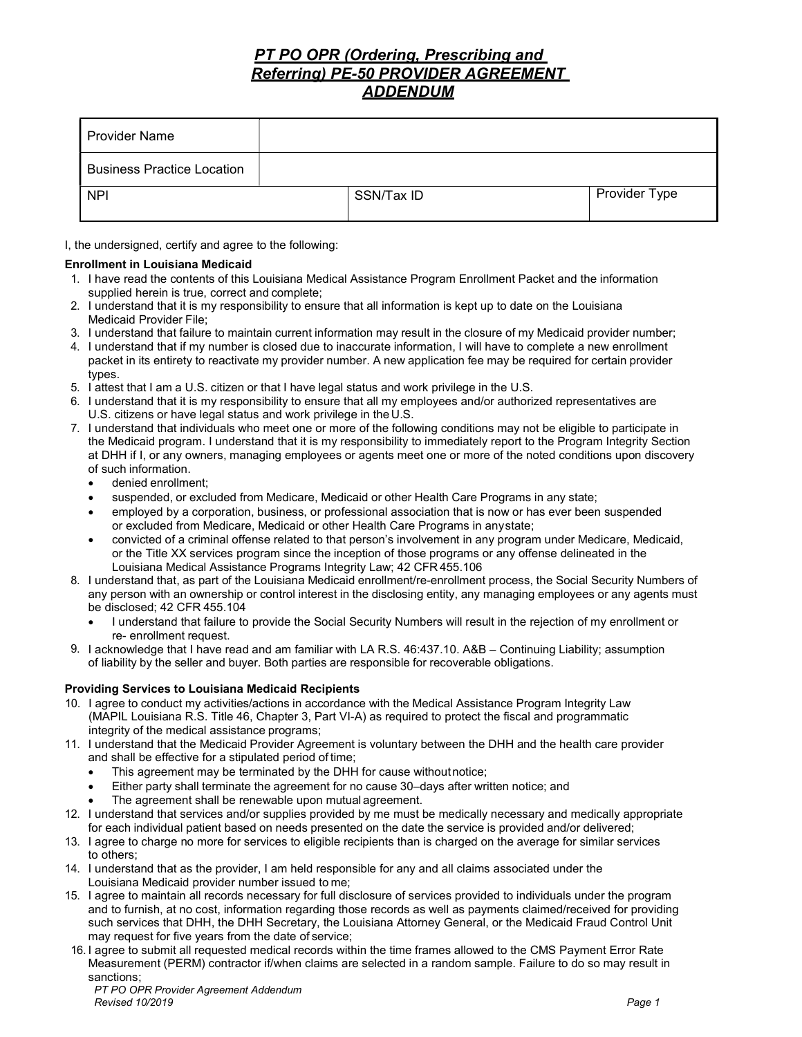# *PT PO OPR (Ordering, Prescribing and Referring) PE-50 PROVIDER AGREEMENT ADDENDUM*

| Provider Name | | |
|---|---|---|
| Business Practice Location | | |
| NPI | SSN/Tax ID | Provider Type |

I, the undersigned, certify and agree to the following:

**Enrollment in Louisiana Medicaid**

1. I have read the contents of this Louisiana Medical Assistance Program Enrollment Packet and the information supplied herein is true, correct and complete;
2. I understand that it is my responsibility to ensure that all information is kept up to date on the Louisiana Medicaid Provider File;
3. I understand that failure to maintain current information may result in the closure of my Medicaid provider number;
4. I understand that if my number is closed due to inaccurate information, I will have to complete a new enrollment packet in its entirety to reactivate my provider number. A new application fee may be required for certain provider types.
5. I attest that I am a U.S. citizen or that I have legal status and work privilege in the U.S.
6. I understand that it is my responsibility to ensure that all my employees and/or authorized representatives are U.S. citizens or have legal status and work privilege in the U.S.
7. I understand that individuals who meet one or more of the following conditions may not be eligible to participate in the Medicaid program. I understand that it is my responsibility to immediately report to the Program Integrity Section at DHH if I, or any owners, managing employees or agents meet one or more of the noted conditions upon discovery of such information.
   - denied enrollment;
   - suspended, or excluded from Medicare, Medicaid or other Health Care Programs in any state;
   - employed by a corporation, business, or professional association that is now or has ever been suspended or excluded from Medicare, Medicaid or other Health Care Programs in anystate;
   - convicted of a criminal offense related to that person's involvement in any program under Medicare, Medicaid, or the Title XX services program since the inception of those programs or any offense delineated in the Louisiana Medical Assistance Programs Integrity Law; 42 CFR 455.106
8. I understand that, as part of the Louisiana Medicaid enrollment/re-enrollment process, the Social Security Numbers of any person with an ownership or control interest in the disclosing entity, any managing employees or any agents must be disclosed; 42 CFR 455.104
   - I understand that failure to provide the Social Security Numbers will result in the rejection of my enrollment or re- enrollment request.
9. I acknowledge that I have read and am familiar with LA R.S. 46:437.10. A&B – Continuing Liability; assumption of liability by the seller and buyer. Both parties are responsible for recoverable obligations.

**Providing Services to Louisiana Medicaid Recipients**

10. I agree to conduct my activities/actions in accordance with the Medical Assistance Program Integrity Law (MAPIL Louisiana R.S. Title 46, Chapter 3, Part VI-A) as required to protect the fiscal and programmatic integrity of the medical assistance programs;
11. I understand that the Medicaid Provider Agreement is voluntary between the DHH and the health care provider and shall be effective for a stipulated period of time;
    - This agreement may be terminated by the DHH for cause without notice;
    - Either party shall terminate the agreement for no cause 30–days after written notice; and
    - The agreement shall be renewable upon mutual agreement.
12. I understand that services and/or supplies provided by me must be medically necessary and medically appropriate for each individual patient based on needs presented on the date the service is provided and/or delivered;
13. I agree to charge no more for services to eligible recipients than is charged on the average for similar services to others;
14. I understand that as the provider, I am held responsible for any and all claims associated under the Louisiana Medicaid provider number issued to me;
15. I agree to maintain all records necessary for full disclosure of services provided to individuals under the program and to furnish, at no cost, information regarding those records as well as payments claimed/received for providing such services that DHH, the DHH Secretary, the Louisiana Attorney General, or the Medicaid Fraud Control Unit may request for five years from the date of service;
16. I agree to submit all requested medical records within the time frames allowed to the CMS Payment Error Rate Measurement (PERM) contractor if/when claims are selected in a random sample. Failure to do so may result in sanctions;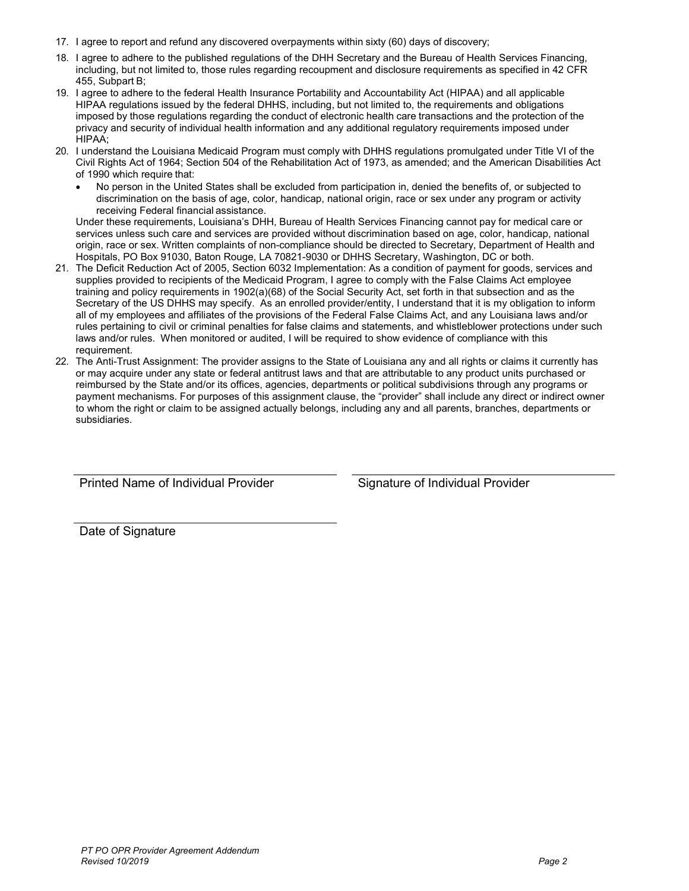17. I agree to report and refund any discovered overpayments within sixty (60) days of discovery;
18. I agree to adhere to the published regulations of the DHH Secretary and the Bureau of Health Services Financing, including, but not limited to, those rules regarding recoupment and disclosure requirements as specified in 42 CFR 455, Subpart B;
19. I agree to adhere to the federal Health Insurance Portability and Accountability Act (HIPAA) and all applicable HIPAA regulations issued by the federal DHHS, including, but not limited to, the requirements and obligations imposed by those regulations regarding the conduct of electronic health care transactions and the protection of the privacy and security of individual health information and any additional regulatory requirements imposed under HIPAA;
20. I understand the Louisiana Medicaid Program must comply with DHHS regulations promulgated under Title VI of the Civil Rights Act of 1964; Section 504 of the Rehabilitation Act of 1973, as amended; and the American Disabilities Act of 1990 which require that:
    - No person in the United States shall be excluded from participation in, denied the benefits of, or subjected to discrimination on the basis of age, color, handicap, national origin, race or sex under any program or activity receiving Federal financial assistance.

    Under these requirements, Louisiana's DHH, Bureau of Health Services Financing cannot pay for medical care or services unless such care and services are provided without discrimination based on age, color, handicap, national origin, race or sex. Written complaints of non-compliance should be directed to Secretary, Department of Health and Hospitals, PO Box 91030, Baton Rouge, LA 70821-9030 or DHHS Secretary, Washington, DC or both.
21. The Deficit Reduction Act of 2005, Section 6032 Implementation: As a condition of payment for goods, services and supplies provided to recipients of the Medicaid Program, I agree to comply with the False Claims Act employee training and policy requirements in 1902(a)(68) of the Social Security Act, set forth in that subsection and as the Secretary of the US DHHS may specify. As an enrolled provider/entity, I understand that it is my obligation to inform all of my employees and affiliates of the provisions of the Federal False Claims Act, and any Louisiana laws and/or rules pertaining to civil or criminal penalties for false claims and statements, and whistleblower protections under such laws and/or rules. When monitored or audited, I will be required to show evidence of compliance with this requirement.
22. The Anti-Trust Assignment: The provider assigns to the State of Louisiana any and all rights or claims it currently has or may acquire under any state or federal antitrust laws and that are attributable to any product units purchased or reimbursed by the State and/or its offices, agencies, departments or political subdivisions through any programs or payment mechanisms. For purposes of this assignment clause, the "provider" shall include any direct or indirect owner to whom the right or claim to be assigned actually belongs, including any and all parents, branches, departments or subsidiaries.

\_\_\_\_\_\_\_\_\_\_\_\_\_\_\_\_\_\_\_\_\_\_\_\_\_\_\_\_\_\_\_\_
Printed Name of Individual Provider

\_\_\_\_\_\_\_\_\_\_\_\_\_\_\_\_\_\_\_\_\_\_\_\_\_\_\_\_\_\_\_\_
Signature of Individual Provider

\_\_\_\_\_\_\_\_\_\_\_\_\_\_\_\_\_\_\_\_\_\_\_\_\_\_\_\_\_\_\_\_
Date of Signature

*PT PO OPR Provider Agreement Addendum*
*Revised 10/2019*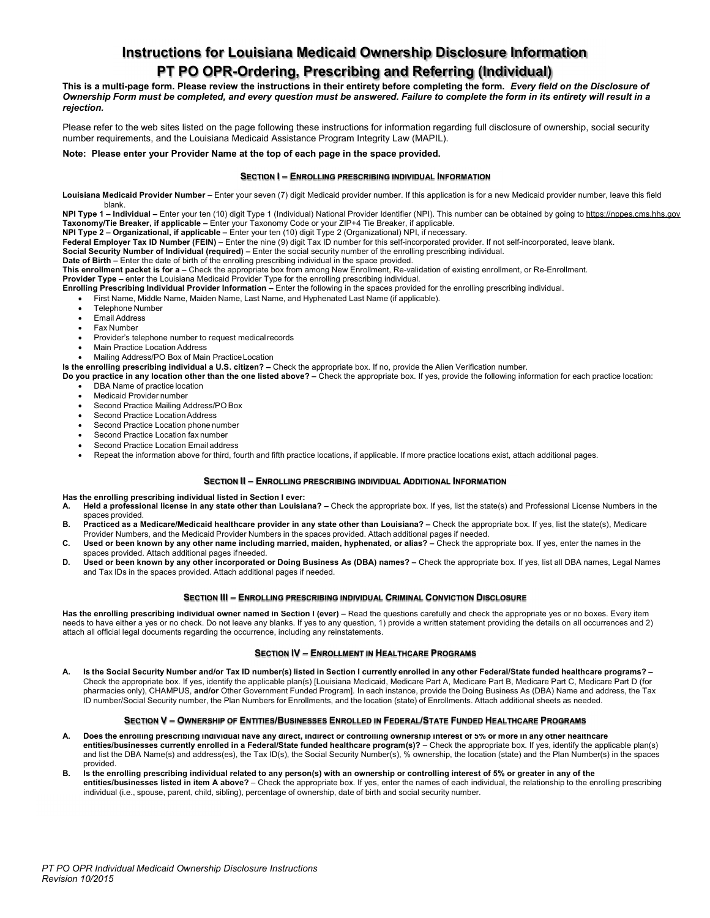# Instructions for Louisiana Medicaid Ownership Disclosure Information

# PT PO OPR-Ordering, Prescribing and Referring (Individual)

**This is a multi-page form. Please review the instructions in their entirety before completing the form.** ***Every field on the Disclosure of Ownership Form must be completed, and every question must be answered. Failure to complete the form in its entirety will result in a rejection.***

Please refer to the web sites listed on the page following these instructions for information regarding full disclosure of ownership, social security number requirements, and the Louisiana Medicaid Assistance Program Integrity Law (MAPIL).

**Note: Please enter your Provider Name at the top of each page in the space provided.**

## SECTION I – ENROLLING PRESCRIBING INDIVIDUAL INFORMATION

**Louisiana Medicaid Provider Number** – Enter your seven (7) digit Medicaid provider number. If this application is for a new Medicaid provider number, leave this field blank.

**NPI Type 1 – Individual –** Enter your ten (10) digit Type 1 (Individual) National Provider Identifier (NPI). This number can be obtained by going to https://nppes.cms.hhs.gov

**Taxonomy/Tie Breaker, if applicable –** Enter your Taxonomy Code or your ZIP+4 Tie Breaker, if applicable.

**NPI Type 2 – Organizational, if applicable –** Enter your ten (10) digit Type 2 (Organizational) NPI, if necessary.

**Federal Employer Tax ID Number (FEIN)** – Enter the nine (9) digit Tax ID number for this self-incorporated provider. If not self-incorporated, leave blank.

**Social Security Number of Individual (required) –** Enter the social security number of the enrolling prescribing individual.

**Date of Birth –** Enter the date of birth of the enrolling prescribing individual in the space provided.

**This enrollment packet is for a –** Check the appropriate box from among New Enrollment, Re-validation of existing enrollment, or Re-Enrollment.

**Provider Type –** enter the Louisiana Medicaid Provider Type for the enrolling prescribing individual.

**Enrolling Prescribing Individual Provider Information –** Enter the following in the spaces provided for the enrolling prescribing individual.

- First Name, Middle Name, Maiden Name, Last Name, and Hyphenated Last Name (if applicable).
- Telephone Number
- Email Address
- Fax Number
- Provider's telephone number to request medical records
- Main Practice Location Address
- Mailing Address/PO Box of Main Practice Location

**Is the enrolling prescribing individual a U.S. citizen? –** Check the appropriate box. If no, provide the Alien Verification number.

**Do you practice in any location other than the one listed above? –** Check the appropriate box. If yes, provide the following information for each practice location:

- DBA Name of practice location
- Medicaid Provider number
- Second Practice Mailing Address/PO Box
- Second Practice Location Address
- Second Practice Location phone number
- Second Practice Location fax number
- Second Practice Location Email address
- Repeat the information above for third, fourth and fifth practice locations, if applicable. If more practice locations exist, attach additional pages.

## SECTION II – ENROLLING PRESCRIBING INDIVIDUAL ADDITIONAL INFORMATION

**Has the enrolling prescribing individual listed in Section I ever:**

**A. Held a professional license in any state other than Louisiana? –** Check the appropriate box. If yes, list the state(s) and Professional License Numbers in the spaces provided.

**B. Practiced as a Medicare/Medicaid healthcare provider in any state other than Louisiana? –** Check the appropriate box. If yes, list the state(s), Medicare Provider Numbers, and the Medicaid Provider Numbers in the spaces provided. Attach additional pages if needed.

**C. Used or been known by any other name including married, maiden, hyphenated, or alias? –** Check the appropriate box. If yes, enter the names in the spaces provided. Attach additional pages if needed.

**D. Used or been known by any other incorporated or Doing Business As (DBA) names? –** Check the appropriate box. If yes, list all DBA names, Legal Names and Tax IDs in the spaces provided. Attach additional pages if needed.

## SECTION III – ENROLLING PRESCRIBING INDIVIDUAL CRIMINAL CONVICTION DISCLOSURE

**Has the enrolling prescribing individual owner named in Section I (ever) –** Read the questions carefully and check the appropriate yes or no boxes. Every item needs to have either a yes or no check. Do not leave any blanks. If yes to any question, 1) provide a written statement providing the details on all occurrences and 2) attach all official legal documents regarding the occurrence, including any reinstatements.

## SECTION IV – ENROLLMENT IN HEALTHCARE PROGRAMS

**A. Is the Social Security Number and/or Tax ID number(s) listed in Section I currently enrolled in any other Federal/State funded healthcare programs? –** Check the appropriate box. If yes, identify the applicable plan(s) [Louisiana Medicaid, Medicare Part A, Medicare Part B, Medicare Part C, Medicare Part D (for pharmacies only), CHAMPUS, **and/or** Other Government Funded Program]. In each instance, provide the Doing Business As (DBA) Name and address, the Tax ID number/Social Security number, the Plan Numbers for Enrollments, and the location (state) of Enrollments. Attach additional sheets as needed.

## SECTION V – OWNERSHIP OF ENTITIES/BUSINESSES ENROLLED IN FEDERAL/STATE FUNDED HEALTHCARE PROGRAMS

**A. Does the enrolling prescribing individual have any direct, indirect or controlling ownership interest of 5% or more in any other healthcare entities/businesses currently enrolled in a Federal/State funded healthcare program(s)?** – Check the appropriate box. If yes, identify the applicable plan(s) and list the DBA Name(s) and address(es), the Tax ID(s), the Social Security Number(s), % ownership, the location (state) and the Plan Number(s) in the spaces provided.

**B. Is the enrolling prescribing individual related to any person(s) with an ownership or controlling interest of 5% or greater in any of the entities/businesses listed in item A above? –** Check the appropriate box. If yes, enter the names of each individual, the relationship to the enrolling prescribing individual (i.e., spouse, parent, child, sibling), percentage of ownership, date of birth and social security number.

*PT PO OPR Individual Medicaid Ownership Disclosure Instructions*
*Revision 10/2015*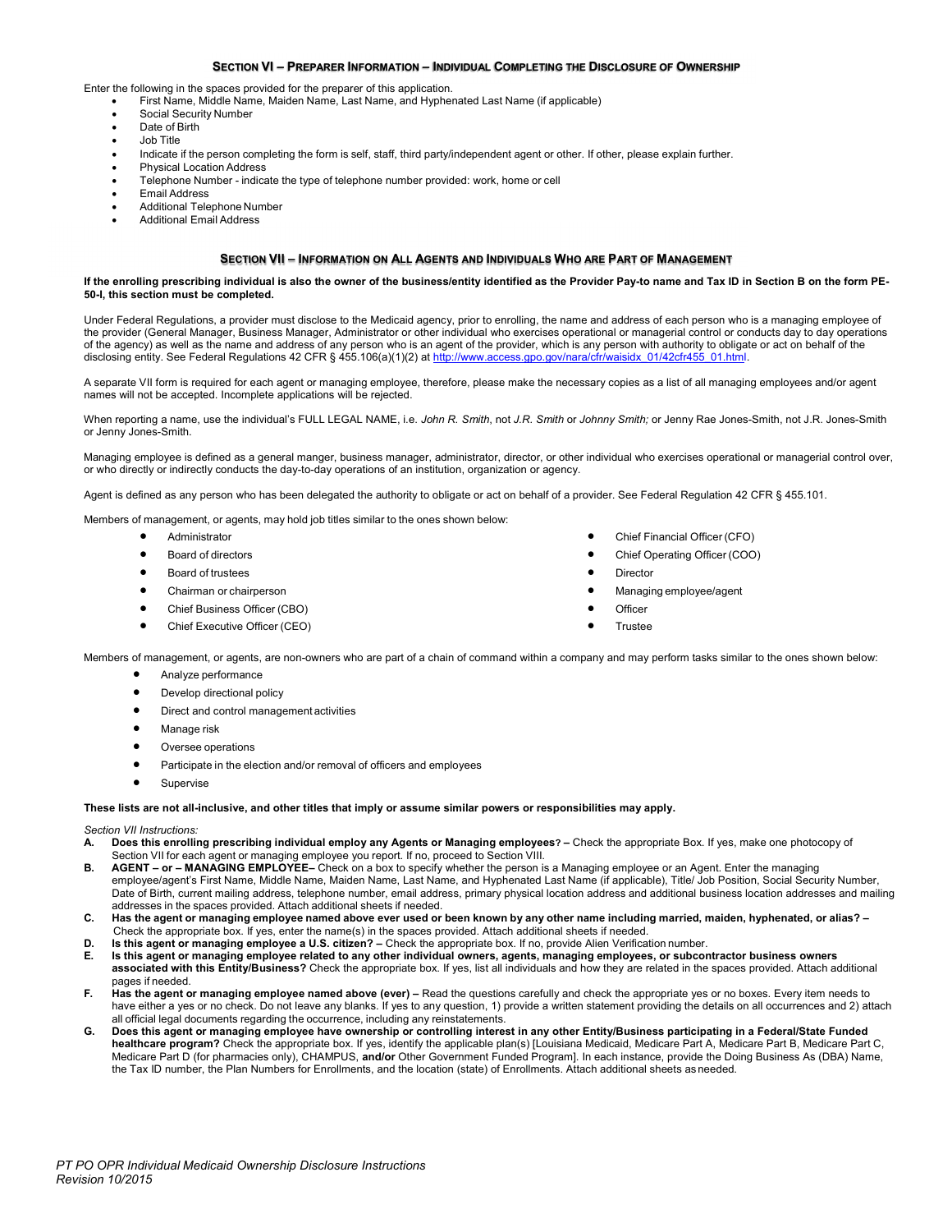## Section VI – Preparer Information – Individual Completing the Disclosure of Ownership

Enter the following in the spaces provided for the preparer of this application.

- First Name, Middle Name, Maiden Name, Last Name, and Hyphenated Last Name (if applicable)
- Social Security Number
- Date of Birth
- Job Title
- Indicate if the person completing the form is self, staff, third party/independent agent or other. If other, please explain further.
- Physical Location Address
- Telephone Number - indicate the type of telephone number provided: work, home or cell
- Email Address
- Additional Telephone Number
- Additional Email Address

## Section VII – Information on All Agents and Individuals Who are Part of Management

**If the enrolling prescribing individual is also the owner of the business/entity identified as the Provider Pay-to name and Tax ID in Section B on the form PE-50-I, this section must be completed.**

Under Federal Regulations, a provider must disclose to the Medicaid agency, prior to enrolling, the name and address of each person who is a managing employee of the provider (General Manager, Business Manager, Administrator or other individual who exercises operational or managerial control or conducts day to day operations of the agency) as well as the name and address of any person who is an agent of the provider, which is any person with authority to obligate or act on behalf of the disclosing entity. See Federal Regulations 42 CFR § 455.106(a)(1)(2) at http://www.access.gpo.gov/nara/cfr/waisidx_01/42cfr455_01.html.

A separate VII form is required for each agent or managing employee, therefore, please make the necessary copies as a list of all managing employees and/or agent names will not be accepted. Incomplete applications will be rejected.

When reporting a name, use the individual's FULL LEGAL NAME, i.e. *John R. Smith*, not *J.R. Smith* or *Johnny Smith;* or Jenny Rae Jones-Smith, not J.R. Jones-Smith or Jenny Jones-Smith.

Managing employee is defined as a general manger, business manager, administrator, director, or other individual who exercises operational or managerial control over, or who directly or indirectly conducts the day-to-day operations of an institution, organization or agency.

Agent is defined as any person who has been delegated the authority to obligate or act on behalf of a provider. See Federal Regulation 42 CFR § 455.101.

Members of management, or agents, may hold job titles similar to the ones shown below:

- Administrator
- Board of directors
- Board of trustees
- Chairman or chairperson
- Chief Business Officer (CBO)
- Chief Executive Officer (CEO)
- Chief Financial Officer (CFO)
- Chief Operating Officer (COO)
- Director
- Managing employee/agent
- Officer
- Trustee

Members of management, or agents, are non-owners who are part of a chain of command within a company and may perform tasks similar to the ones shown below:

- Analyze performance
- Develop directional policy
- Direct and control management activities
- Manage risk
- Oversee operations
- Participate in the election and/or removal of officers and employees
- Supervise

**These lists are not all-inclusive, and other titles that imply or assume similar powers or responsibilities may apply.**

*Section VII Instructions:*

**A. Does this enrolling prescribing individual employ any Agents or Managing employees? –** Check the appropriate Box. If yes, make one photocopy of Section VII for each agent or managing employee you report. If no, proceed to Section VIII.

**B. AGENT – or – MANAGING EMPLOYEE–** Check on a box to specify whether the person is a Managing employee or an Agent. Enter the managing employee/agent's First Name, Middle Name, Maiden Name, Last Name, and Hyphenated Last Name (if applicable), Title/ Job Position, Social Security Number, Date of Birth, current mailing address, telephone number, email address, primary physical location address and additional business location addresses and mailing addresses in the spaces provided. Attach additional sheets if needed.

**C. Has the agent or managing employee named above ever used or been known by any other name including married, maiden, hyphenated, or alias? –** Check the appropriate box. If yes, enter the name(s) in the spaces provided. Attach additional sheets if needed.

**D. Is this agent or managing employee a U.S. citizen? –** Check the appropriate box. If no, provide Alien Verification number.

**E. Is this agent or managing employee related to any other individual owners, agents, managing employees, or subcontractor business owners associated with this Entity/Business?** Check the appropriate box. If yes, list all individuals and how they are related in the spaces provided. Attach additional pages if needed.

**F. Has the agent or managing employee named above (ever) –** Read the questions carefully and check the appropriate yes or no boxes. Every item needs to have either a yes or no check. Do not leave any blanks. If yes to any question, 1) provide a written statement providing the details on all occurrences and 2) attach all official legal documents regarding the occurrence, including any reinstatements.

**G. Does this agent or managing employee have ownership or controlling interest in any other Entity/Business participating in a Federal/State Funded healthcare program?** Check the appropriate box. If yes, identify the applicable plan(s) [Louisiana Medicaid, Medicare Part A, Medicare Part B, Medicare Part C, Medicare Part D (for pharmacies only), CHAMPUS, **and/or** Other Government Funded Program]. In each instance, provide the Doing Business As (DBA) Name, the Tax ID number, the Plan Numbers for Enrollments, and the location (state) of Enrollments. Attach additional sheets as needed.

*PT PO OPR Individual Medicaid Ownership Disclosure Instructions*
*Revision 10/2015*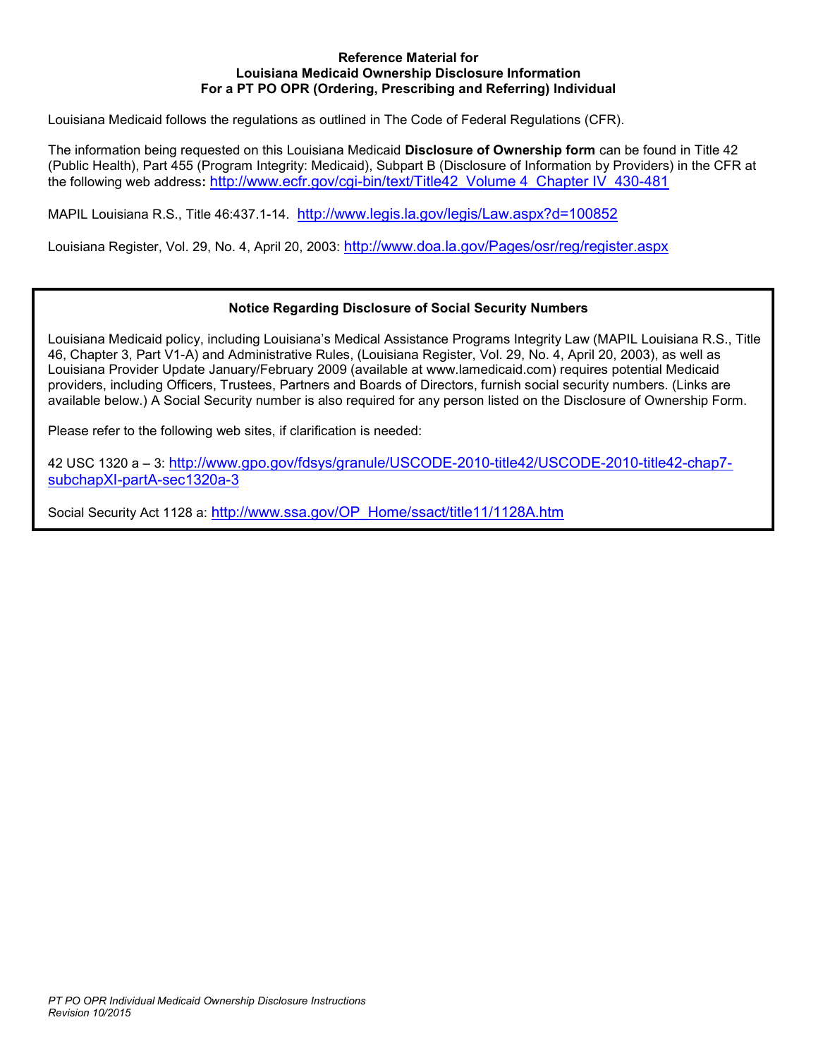**Reference Material for**
**Louisiana Medicaid Ownership Disclosure Information**
**For a PT PO OPR (Ordering, Prescribing and Referring) Individual**

Louisiana Medicaid follows the regulations as outlined in The Code of Federal Regulations (CFR).

The information being requested on this Louisiana Medicaid **Disclosure of Ownership form** can be found in Title 42 (Public Health), Part 455 (Program Integrity: Medicaid), Subpart B (Disclosure of Information by Providers) in the CFR at the following web address**:** http://www.ecfr.gov/cgi-bin/text/Title42_Volume 4_Chapter IV_430-481

MAPIL Louisiana R.S., Title 46:437.1-14. http://www.legis.la.gov/legis/Law.aspx?d=100852

Louisiana Register, Vol. 29, No. 4, April 20, 2003: http://www.doa.la.gov/Pages/osr/reg/register.aspx

**Notice Regarding Disclosure of Social Security Numbers**

Louisiana Medicaid policy, including Louisiana's Medical Assistance Programs Integrity Law (MAPIL Louisiana R.S., Title 46, Chapter 3, Part V1-A) and Administrative Rules, (Louisiana Register, Vol. 29, No. 4, April 20, 2003), as well as Louisiana Provider Update January/February 2009 (available at www.lamedicaid.com) requires potential Medicaid providers, including Officers, Trustees, Partners and Boards of Directors, furnish social security numbers. (Links are available below.) A Social Security number is also required for any person listed on the Disclosure of Ownership Form.

Please refer to the following web sites, if clarification is needed:

42 USC 1320 a – 3: http://www.gpo.gov/fdsys/granule/USCODE-2010-title42/USCODE-2010-title42-chap7-subchapXI-partA-sec1320a-3

Social Security Act 1128 a: http://www.ssa.gov/OP_Home/ssact/title11/1128A.htm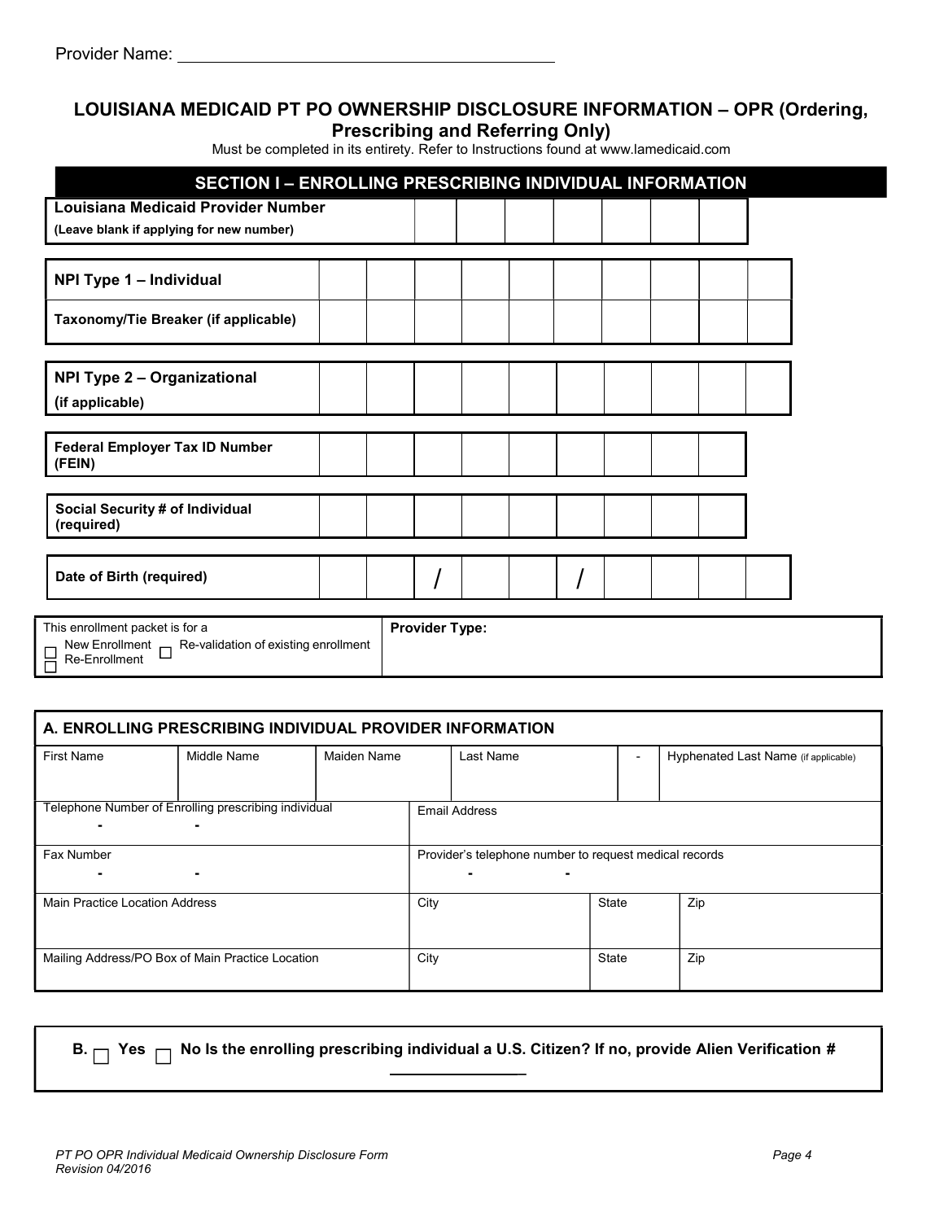Provider Name: ______________________________________

## LOUISIANA MEDICAID PT PO OWNERSHIP DISCLOSURE INFORMATION – OPR (Ordering, Prescribing and Referring Only)

Must be completed in its entirety. Refer to Instructions found at www.lamedicaid.com

### SECTION I – ENROLLING PRESCRIBING INDIVIDUAL INFORMATION

| **Louisiana Medicaid Provider Number** (Leave blank if applying for new number) | | | | | | | |
|---|---|---|---|---|---|---|---|

| **NPI Type 1 – Individual** | | | | | | | | | | |
|---|---|---|---|---|---|---|---|---|---|---|
| **Taxonomy/Tie Breaker (if applicable)** | | | | | | | | | | |

| **NPI Type 2 – Organizational** (if applicable) | | | | | | | | | | |
|---|---|---|---|---|---|---|---|---|---|---|

| **Federal Employer Tax ID Number (FEIN)** | | | | | | | | | |
|---|---|---|---|---|---|---|---|---|---|

| **Social Security # of Individual (required)** | | | | | | | | | |
|---|---|---|---|---|---|---|---|---|---|

| **Date of Birth (required)** | | | / | | | / | | | | |
|---|---|---|---|---|---|---|---|---|---|---|

| This enrollment packet is for a ☐ New Enrollment ☐ Re-validation of existing enrollment ☐ Re-Enrollment | **Provider Type:** |
|---|---|

| **A. ENROLLING PRESCRIBING INDIVIDUAL PROVIDER INFORMATION** | | | | | | |
|---|---|---|---|---|---|---|
| First Name | Middle Name | Maiden Name | Last Name | | - | Hyphenated Last Name (if applicable) |
| Telephone Number of Enrolling prescribing individual<br>- - | | | Email Address | | | |
| Fax Number<br>- - | | | Provider's telephone number to request medical records<br>- - | | | |
| Main Practice Location Address | | | City | State | | Zip |
| Mailing Address/PO Box of Main Practice Location | | | City | State | | Zip |

**B. ☐ Yes ☐ No Is the enrolling prescribing individual a U.S. Citizen? If no, provide Alien Verification #** ______________

*PT PO OPR Individual Medicaid Ownership Disclosure Form*
*Revision 04/2016*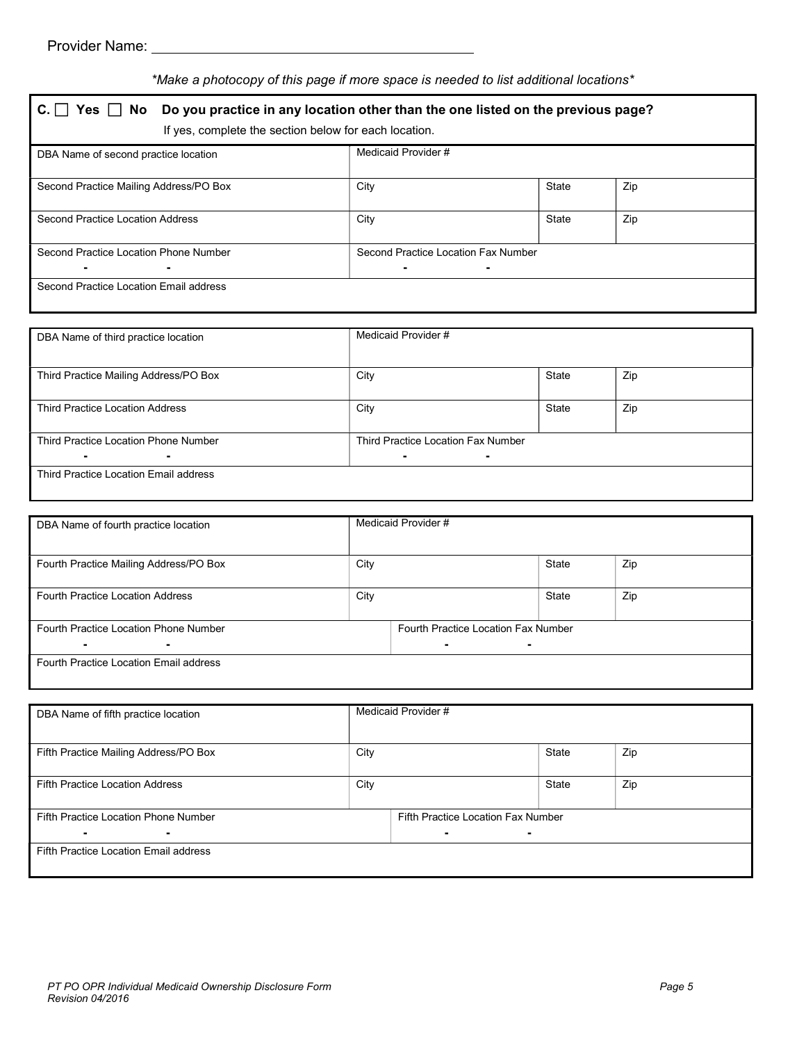Provider Name: ________________________________________

*\*Make a photocopy of this page if more space is needed to list additional locations\**

**C. ☐ Yes ☐ No Do you practice in any location other than the one listed on the previous page?**

If yes, complete the section below for each location.

| DBA Name of second practice location | Medicaid Provider # | | |
|---|---|---|---|
| Second Practice Mailing Address/PO Box | City | State | Zip |
| Second Practice Location Address | City | State | Zip |
| Second Practice Location Phone Number<br>- - | Second Practice Location Fax Number<br>- - | | |
| Second Practice Location Email address | | | |

| DBA Name of third practice location | Medicaid Provider # | | |
|---|---|---|---|
| Third Practice Mailing Address/PO Box | City | State | Zip |
| Third Practice Location Address | City | State | Zip |
| Third Practice Location Phone Number<br>- - | Third Practice Location Fax Number<br>- - | | |
| Third Practice Location Email address | | | |

| DBA Name of fourth practice location | Medicaid Provider # | | |
|---|---|---|---|
| Fourth Practice Mailing Address/PO Box | City | State | Zip |
| Fourth Practice Location Address | City | State | Zip |
| Fourth Practice Location Phone Number<br>- - | Fourth Practice Location Fax Number<br>- - | | |
| Fourth Practice Location Email address | | | |

| DBA Name of fifth practice location | Medicaid Provider # | | |
|---|---|---|---|
| Fifth Practice Mailing Address/PO Box | City | State | Zip |
| Fifth Practice Location Address | City | State | Zip |
| Fifth Practice Location Phone Number<br>- - | Fifth Practice Location Fax Number<br>- - | | |
| Fifth Practice Location Email address | | | |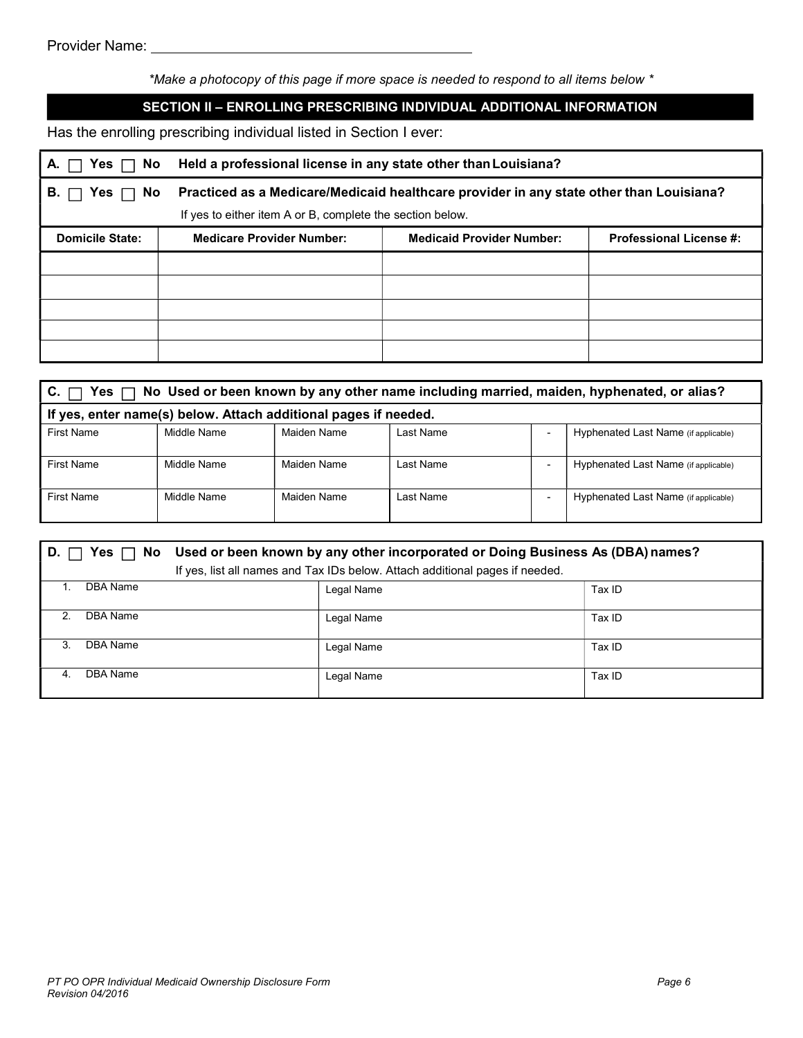Provider Name: ___________________________________

*\*Make a photocopy of this page if more space is needed to respond to all items below \**

## SECTION II – ENROLLING PRESCRIBING INDIVIDUAL ADDITIONAL INFORMATION

Has the enrolling prescribing individual listed in Section I ever:

**A.** ☐ **Yes** ☐ **No** **Held a professional license in any state other than Louisiana?**

**B.** ☐ **Yes** ☐ **No** **Practiced as a Medicare/Medicaid healthcare provider in any state other than Louisiana?**

If yes to either item A or B, complete the section below.

| Domicile State: | Medicare Provider Number: | Medicaid Provider Number: | Professional License #: |
|---|---|---|---|
| | | | |
| | | | |
| | | | |
| | | | |
| | | | |

**C.** ☐ **Yes** ☐ **No** **Used or been known by any other name including married, maiden, hyphenated, or alias?**

**If yes, enter name(s) below. Attach additional pages if needed.**

| First Name | Middle Name | Maiden Name | Last Name | - | Hyphenated Last Name (if applicable) |
|---|---|---|---|---|---|
| First Name | Middle Name | Maiden Name | Last Name | - | Hyphenated Last Name (if applicable) |
| First Name | Middle Name | Maiden Name | Last Name | - | Hyphenated Last Name (if applicable) |

**D.** ☐ **Yes** ☐ **No** **Used or been known by any other incorporated or Doing Business As (DBA) names?**

If yes, list all names and Tax IDs below. Attach additional pages if needed.

| 1. DBA Name | Legal Name | Tax ID |
|---|---|---|
| 2. DBA Name | Legal Name | Tax ID |
| 3. DBA Name | Legal Name | Tax ID |
| 4. DBA Name | Legal Name | Tax ID |

*PT PO OPR Individual Medicaid Ownership Disclosure Form*
*Revision 04/2016*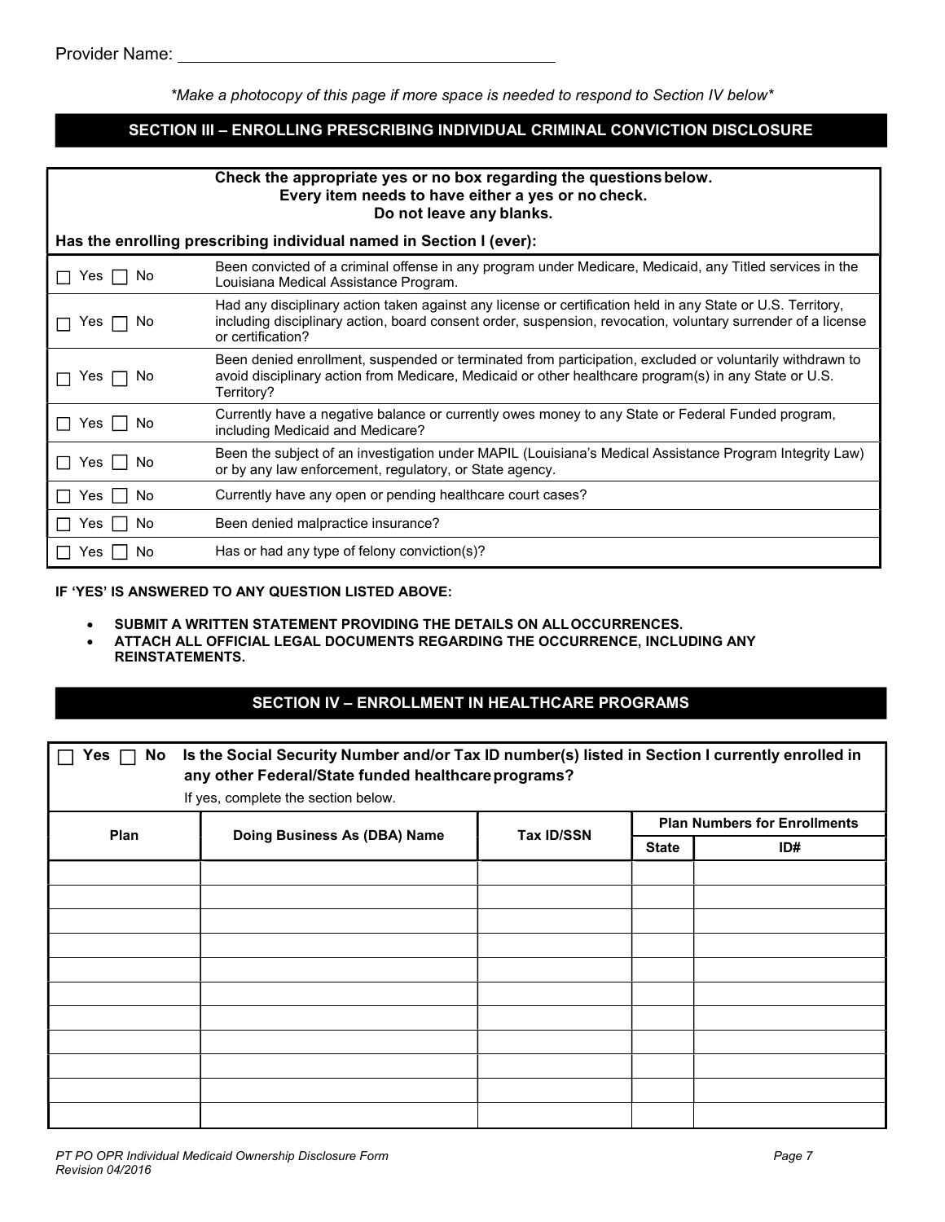Provider Name: ______________________________________

*\*Make a photocopy of this page if more space is needed to respond to Section IV below\**

## SECTION III – ENROLLING PRESCRIBING INDIVIDUAL CRIMINAL CONVICTION DISCLOSURE

**Check the appropriate yes or no box regarding the questions below.**
**Every item needs to have either a yes or no check.**
**Do not leave any blanks.**

**Has the enrolling prescribing individual named in Section I (ever):**

| | |
|---|---|
| ☐ Yes ☐ No | Been convicted of a criminal offense in any program under Medicare, Medicaid, any Titled services in the Louisiana Medical Assistance Program. |
| ☐ Yes ☐ No | Had any disciplinary action taken against any license or certification held in any State or U.S. Territory, including disciplinary action, board consent order, suspension, revocation, voluntary surrender of a license or certification? |
| ☐ Yes ☐ No | Been denied enrollment, suspended or terminated from participation, excluded or voluntarily withdrawn to avoid disciplinary action from Medicare, Medicaid or other healthcare program(s) in any State or U.S. Territory? |
| ☐ Yes ☐ No | Currently have a negative balance or currently owes money to any State or Federal Funded program, including Medicaid and Medicare? |
| ☐ Yes ☐ No | Been the subject of an investigation under MAPIL (Louisiana's Medical Assistance Program Integrity Law) or by any law enforcement, regulatory, or State agency. |
| ☐ Yes ☐ No | Currently have any open or pending healthcare court cases? |
| ☐ Yes ☐ No | Been denied malpractice insurance? |
| ☐ Yes ☐ No | Has or had any type of felony conviction(s)? |

**IF 'YES' IS ANSWERED TO ANY QUESTION LISTED ABOVE:**

- **SUBMIT A WRITTEN STATEMENT PROVIDING THE DETAILS ON ALL OCCURRENCES.**
- **ATTACH ALL OFFICIAL LEGAL DOCUMENTS REGARDING THE OCCURRENCE, INCLUDING ANY REINSTATEMENTS.**

## SECTION IV – ENROLLMENT IN HEALTHCARE PROGRAMS

☐ **Yes** ☐ **No** **Is the Social Security Number and/or Tax ID number(s) listed in Section I currently enrolled in any other Federal/State funded healthcare programs?**

If yes, complete the section below.

| Plan | Doing Business As (DBA) Name | Tax ID/SSN | Plan Numbers for Enrollments | |
|---|---|---|---|---|
| | | | State | ID# |
| | | | | |
| | | | | |
| | | | | |
| | | | | |
| | | | | |
| | | | | |
| | | | | |
| | | | | |
| | | | | |
| | | | | |
| | | | | |

*PT PO OPR Individual Medicaid Ownership Disclosure Form*
*Revision 04/2016*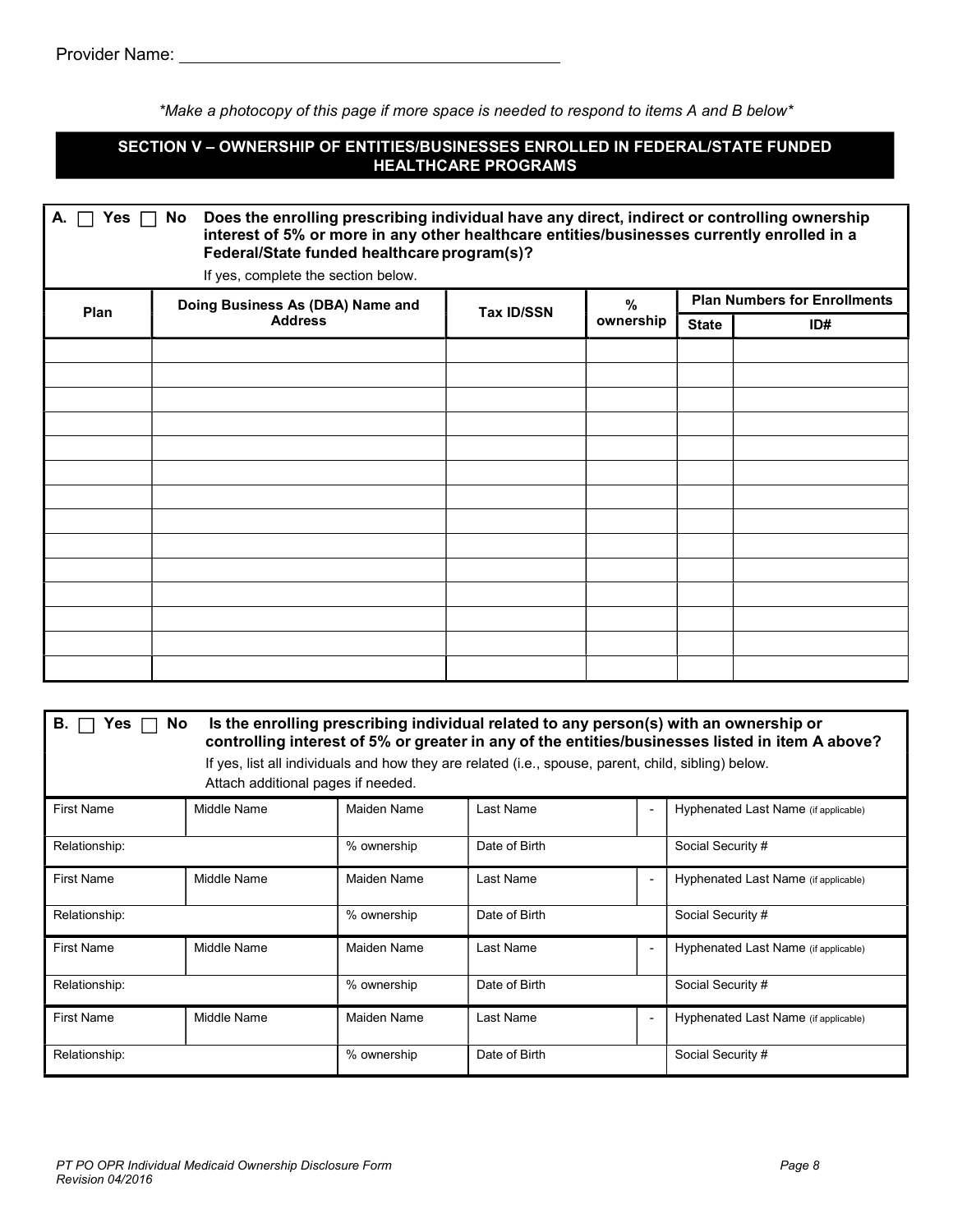Provider Name: ________________________________________

*\*Make a photocopy of this page if more space is needed to respond to items A and B below\**

## SECTION V – OWNERSHIP OF ENTITIES/BUSINESSES ENROLLED IN FEDERAL/STATE FUNDED HEALTHCARE PROGRAMS

**A. ☐ Yes ☐ No Does the enrolling prescribing individual have any direct, indirect or controlling ownership interest of 5% or more in any other healthcare entities/businesses currently enrolled in a Federal/State funded healthcare program(s)?**

If yes, complete the section below.

| Plan | Doing Business As (DBA) Name and Address | Tax ID/SSN | % ownership | Plan Numbers for Enrollments | |
|---|---|---|---|---|---|
| | | | | State | ID# |
| | | | | | |
| | | | | | |
| | | | | | |
| | | | | | |
| | | | | | |
| | | | | | |
| | | | | | |
| | | | | | |
| | | | | | |
| | | | | | |
| | | | | | |
| | | | | | |
| | | | | | |
| | | | | | |

**B. ☐ Yes ☐ No Is the enrolling prescribing individual related to any person(s) with an ownership or controlling interest of 5% or greater in any of the entities/businesses listed in item A above?**

If yes, list all individuals and how they are related (i.e., spouse, parent, child, sibling) below.
Attach additional pages if needed.

| First Name | Middle Name | Maiden Name | Last Name | - | Hyphenated Last Name (if applicable) |
|---|---|---|---|---|---|
| Relationship: | | % ownership | Date of Birth | | Social Security # |
| First Name | Middle Name | Maiden Name | Last Name | - | Hyphenated Last Name (if applicable) |
| Relationship: | | % ownership | Date of Birth | | Social Security # |
| First Name | Middle Name | Maiden Name | Last Name | - | Hyphenated Last Name (if applicable) |
| Relationship: | | % ownership | Date of Birth | | Social Security # |
| First Name | Middle Name | Maiden Name | Last Name | - | Hyphenated Last Name (if applicable) |
| Relationship: | | % ownership | Date of Birth | | Social Security # |

*PT PO OPR Individual Medicaid Ownership Disclosure Form*
*Revision 04/2016*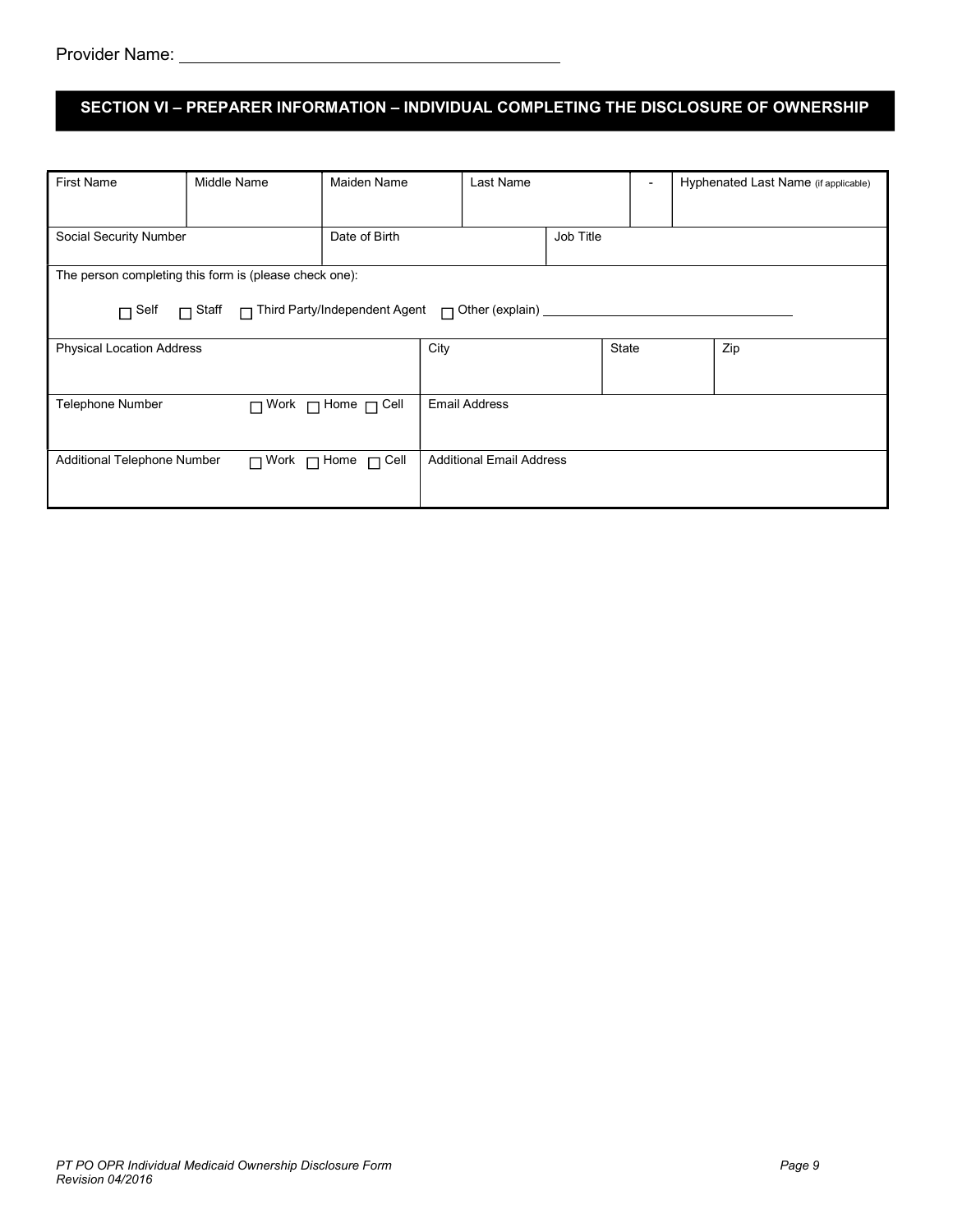Provider Name: ___________________________________________

## SECTION VI – PREPARER INFORMATION – INDIVIDUAL COMPLETING THE DISCLOSURE OF OWNERSHIP

| First Name | Middle Name | Maiden Name | Last Name | - | Hyphenated Last Name (if applicable) |
|---|---|---|---|---|---|
| | | | | | |

| Social Security Number | Date of Birth | Job Title |
|---|---|---|
| | | |

The person completing this form is (please check one):

☐ Self ☐ Staff ☐ Third Party/Independent Agent ☐ Other (explain) ___________________________________

| Physical Location Address | City | State | Zip |
|---|---|---|---|
| | | | |

| Telephone Number ☐ Work ☐ Home ☐ Cell | Email Address |
|---|---|
| | |

| Additional Telephone Number ☐ Work ☐ Home ☐ Cell | Additional Email Address |
|---|---|
| | |

*PT PO OPR Individual Medicaid Ownership Disclosure Form*
*Revision 04/2016*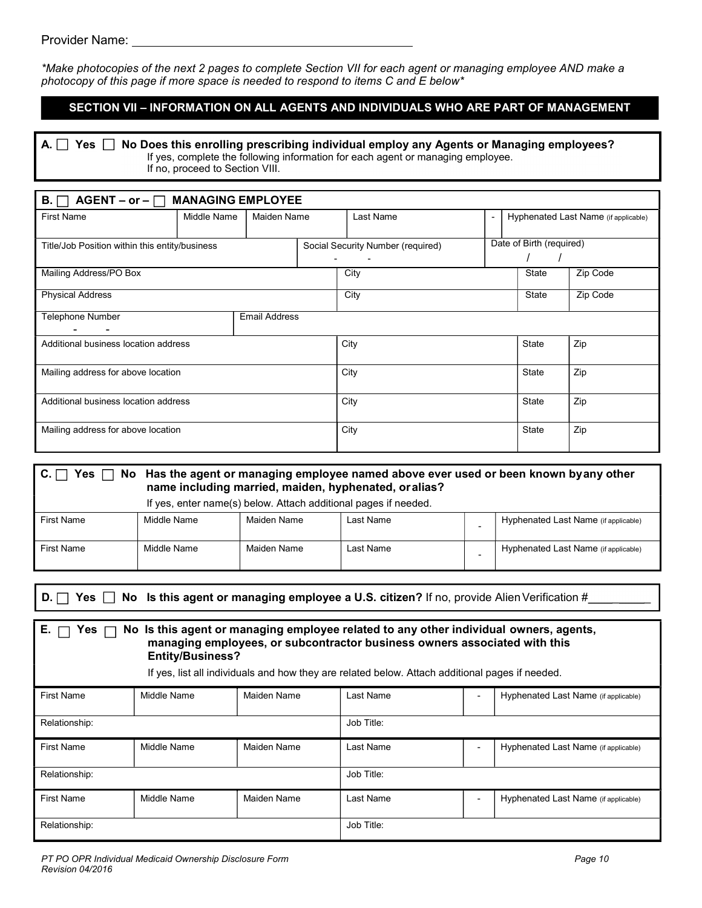Provider Name: ___________________________________________

*\*Make photocopies of the next 2 pages to complete Section VII for each agent or managing employee AND make a photocopy of this page if more space is needed to respond to items C and E below\**

## SECTION VII – INFORMATION ON ALL AGENTS AND INDIVIDUALS WHO ARE PART OF MANAGEMENT

**A. ☐ Yes ☐ No Does this enrolling prescribing individual employ any Agents or Managing employees?**
If yes, complete the following information for each agent or managing employee.
If no, proceed to Section VIII.

**B. ☐ AGENT – or – ☐ MANAGING EMPLOYEE**

| First Name | Middle Name | Maiden Name | Last Name | - | Hyphenated Last Name (if applicable) |
|---|---|---|---|---|---|
| | | | | | |

| Title/Job Position within this entity/business | Social Security Number (required) | Date of Birth (required) |
|---|---|---|
| | - - | / / |

| Mailing Address/PO Box | City | State | Zip Code |
|---|---|---|---|
| | | | |
| **Physical Address** | **City** | **State** | **Zip Code** |
| | | | |

| Telephone Number | Email Address |
|---|---|
| - - | |

| Additional business location address | City | State | Zip |
|---|---|---|---|
| | | | |
| **Mailing address for above location** | **City** | **State** | **Zip** |
| | | | |
| **Additional business location address** | **City** | **State** | **Zip** |
| | | | |
| **Mailing address for above location** | **City** | **State** | **Zip** |
| | | | |

**C. ☐ Yes ☐ No Has the agent or managing employee named above ever used or been known by any other name including married, maiden, hyphenated, or alias?**
If yes, enter name(s) below. Attach additional pages if needed.

| First Name | Middle Name | Maiden Name | Last Name | - | Hyphenated Last Name (if applicable) |
|---|---|---|---|---|---|
| | | | | | |
| First Name | Middle Name | Maiden Name | Last Name | - | Hyphenated Last Name (if applicable) |
| | | | | | |

**D. ☐ Yes ☐ No Is this agent or managing employee a U.S. citizen?** If no, provide Alien Verification #__________

**E. ☐ Yes ☐ No Is this agent or managing employee related to any other individual owners, agents, managing employees, or subcontractor business owners associated with this Entity/Business?**
If yes, list all individuals and how they are related below. Attach additional pages if needed.

| First Name | Middle Name | Maiden Name | Last Name | - | Hyphenated Last Name (if applicable) |
|---|---|---|---|---|---|
| | | | | | |
| Relationship: | | | Job Title: | | |
| First Name | Middle Name | Maiden Name | Last Name | - | Hyphenated Last Name (if applicable) |
| | | | | | |
| Relationship: | | | Job Title: | | |
| First Name | Middle Name | Maiden Name | Last Name | - | Hyphenated Last Name (if applicable) |
| | | | | | |
| Relationship: | | | Job Title: | | |

*PT PO OPR Individual Medicaid Ownership Disclosure Form*
*Revision 04/2016*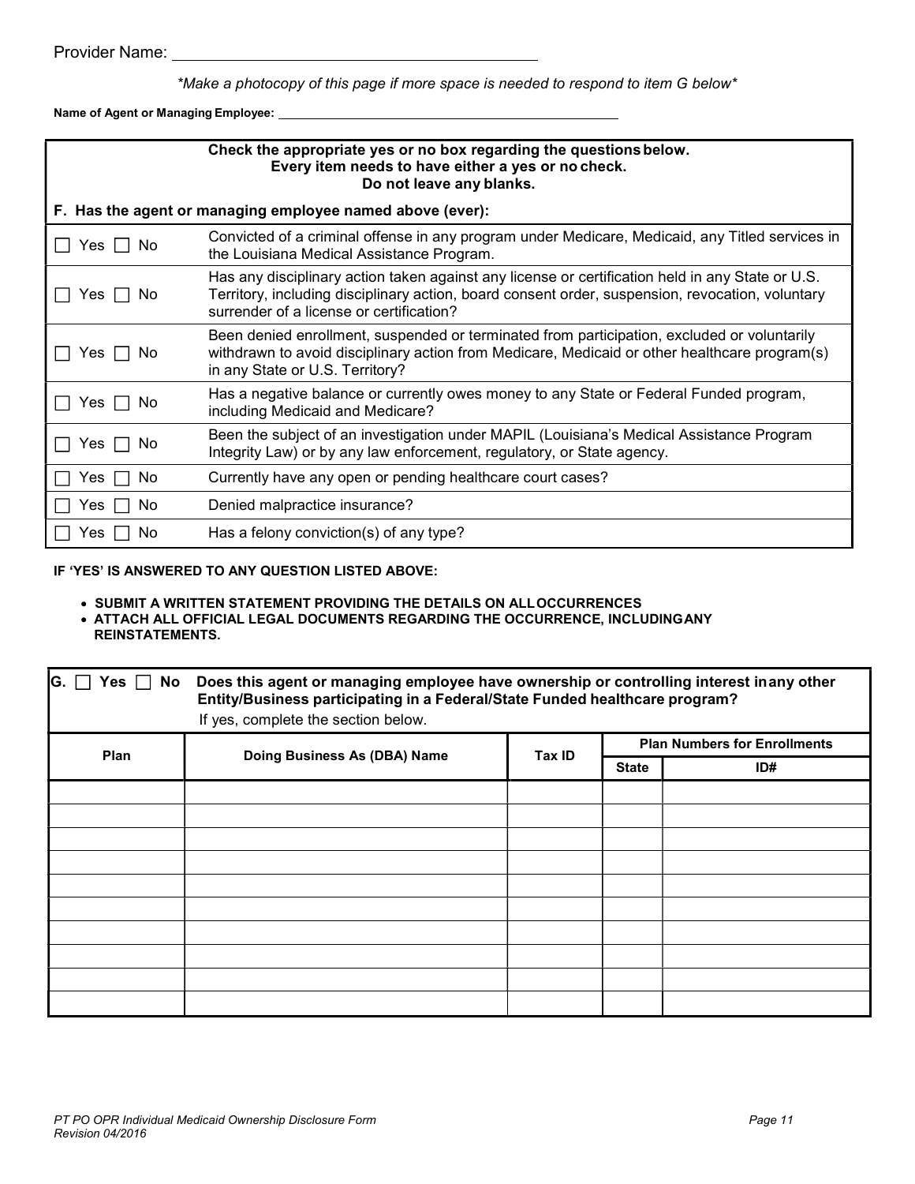Provider Name: ____________________________________

*\*Make a photocopy of this page if more space is needed to respond to item G below\**

**Name of Agent or Managing Employee:** ____________________________________

| **Check the appropriate yes or no box regarding the questions below. Every item needs to have either a yes or no check. Do not leave any blanks.** | |
|---|---|
| **F. Has the agent or managing employee named above (ever):** | |
| ☐ Yes ☐ No | Convicted of a criminal offense in any program under Medicare, Medicaid, any Titled services in the Louisiana Medical Assistance Program. |
| ☐ Yes ☐ No | Has any disciplinary action taken against any license or certification held in any State or U.S. Territory, including disciplinary action, board consent order, suspension, revocation, voluntary surrender of a license or certification? |
| ☐ Yes ☐ No | Been denied enrollment, suspended or terminated from participation, excluded or voluntarily withdrawn to avoid disciplinary action from Medicare, Medicaid or other healthcare program(s) in any State or U.S. Territory? |
| ☐ Yes ☐ No | Has a negative balance or currently owes money to any State or Federal Funded program, including Medicaid and Medicare? |
| ☐ Yes ☐ No | Been the subject of an investigation under MAPIL (Louisiana's Medical Assistance Program Integrity Law) or by any law enforcement, regulatory, or State agency. |
| ☐ Yes ☐ No | Currently have any open or pending healthcare court cases? |
| ☐ Yes ☐ No | Denied malpractice insurance? |
| ☐ Yes ☐ No | Has a felony conviction(s) of any type? |

**IF 'YES' IS ANSWERED TO ANY QUESTION LISTED ABOVE:**

- **SUBMIT A WRITTEN STATEMENT PROVIDING THE DETAILS ON ALL OCCURRENCES**
- **ATTACH ALL OFFICIAL LEGAL DOCUMENTS REGARDING THE OCCURRENCE, INCLUDING ANY REINSTATEMENTS.**

**G.** ☐ **Yes** ☐ **No** **Does this agent or managing employee have ownership or controlling interest in any other Entity/Business participating in a Federal/State Funded healthcare program?**
If yes, complete the section below.

| Plan | Doing Business As (DBA) Name | Tax ID | Plan Numbers for Enrollments | |
|---|---|---|---|---|
| | | | State | ID# |
| | | | | |
| | | | | |
| | | | | |
| | | | | |
| | | | | |
| | | | | |
| | | | | |
| | | | | |
| | | | | |
| | | | | |

*PT PO OPR Individual Medicaid Ownership Disclosure Form*
*Revision 04/2016*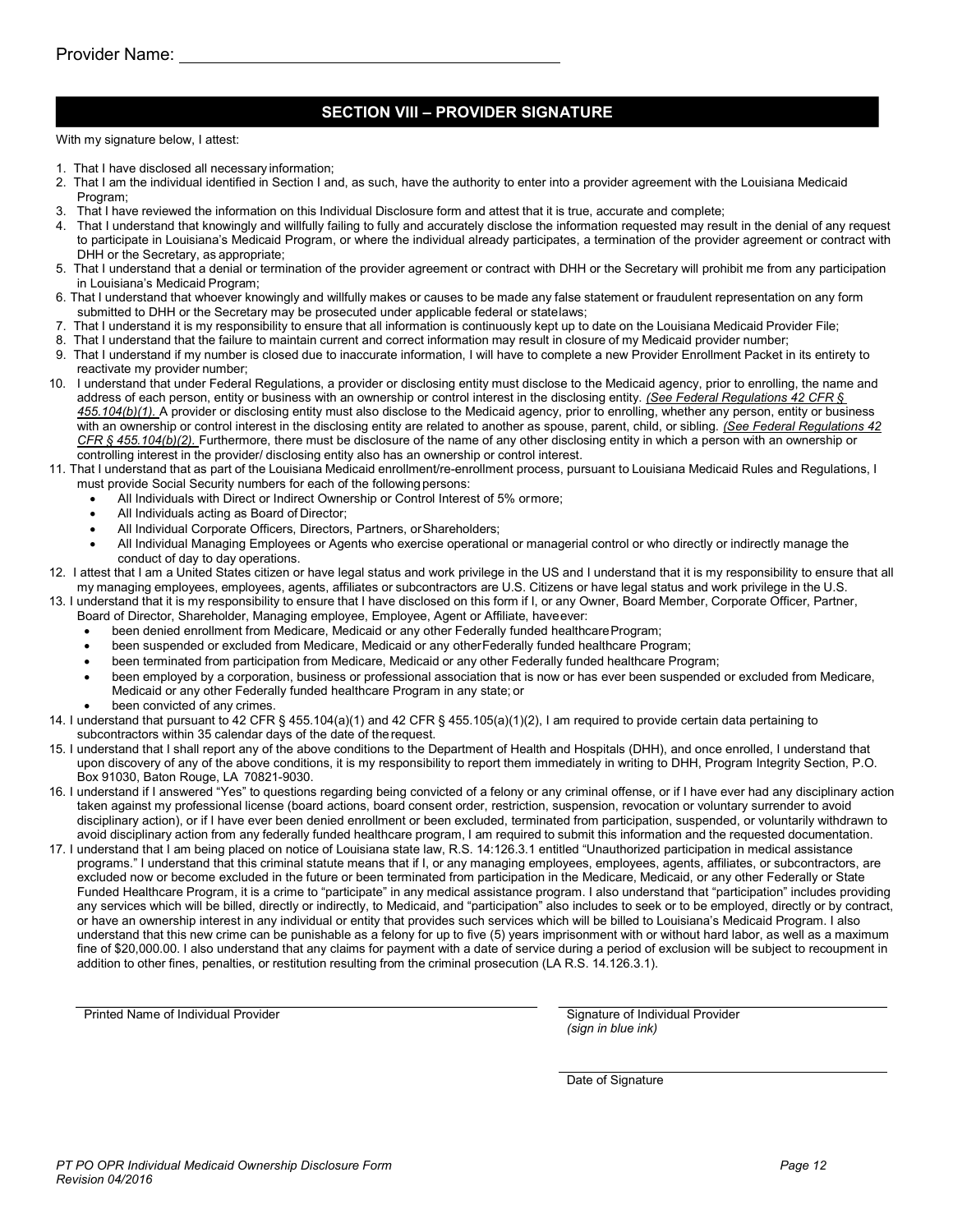Provider Name: ___________________________________________

## SECTION VIII – PROVIDER SIGNATURE

With my signature below, I attest:

1. That I have disclosed all necessary information;
2. That I am the individual identified in Section I and, as such, have the authority to enter into a provider agreement with the Louisiana Medicaid Program;
3. That I have reviewed the information on this Individual Disclosure form and attest that it is true, accurate and complete;
4. That I understand that knowingly and willfully failing to fully and accurately disclose the information requested may result in the denial of any request to participate in Louisiana's Medicaid Program, or where the individual already participates, a termination of the provider agreement or contract with DHH or the Secretary, as appropriate;
5. That I understand that a denial or termination of the provider agreement or contract with DHH or the Secretary will prohibit me from any participation in Louisiana's Medicaid Program;
6. That I understand that whoever knowingly and willfully makes or causes to be made any false statement or fraudulent representation on any form submitted to DHH or the Secretary may be prosecuted under applicable federal or state laws;
7. That I understand it is my responsibility to ensure that all information is continuously kept up to date on the Louisiana Medicaid Provider File;
8. That I understand that the failure to maintain current and correct information may result in closure of my Medicaid provider number;
9. That I understand if my number is closed due to inaccurate information, I will have to complete a new Provider Enrollment Packet in its entirety to reactivate my provider number;
10. I understand that under Federal Regulations, a provider or disclosing entity must disclose to the Medicaid agency, prior to enrolling, the name and address of each person, entity or business with an ownership or control interest in the disclosing entity. *(See Federal Regulations 42 CFR § 455.104(b)(1).* A provider or disclosing entity must also disclose to the Medicaid agency, prior to enrolling, whether any person, entity or business with an ownership or control interest in the disclosing entity are related to another as spouse, parent, child, or sibling. *(See Federal Regulations 42 CFR § 455.104(b)(2).* Furthermore, there must be disclosure of the name of any other disclosing entity in which a person with an ownership or controlling interest in the provider/ disclosing entity also has an ownership or control interest.
11. That I understand that as part of the Louisiana Medicaid enrollment/re-enrollment process, pursuant to Louisiana Medicaid Rules and Regulations, I must provide Social Security numbers for each of the following persons:
    - All Individuals with Direct or Indirect Ownership or Control Interest of 5% or more;
    - All Individuals acting as Board of Director;
    - All Individual Corporate Officers, Directors, Partners, or Shareholders;
    - All Individual Managing Employees or Agents who exercise operational or managerial control or who directly or indirectly manage the conduct of day to day operations.
12. I attest that I am a United States citizen or have legal status and work privilege in the US and I understand that it is my responsibility to ensure that all my managing employees, employees, agents, affiliates or subcontractors are U.S. Citizens or have legal status and work privilege in the U.S.
13. I understand that it is my responsibility to ensure that I have disclosed on this form if I, or any Owner, Board Member, Corporate Officer, Partner, Board of Director, Shareholder, Managing employee, Employee, Agent or Affiliate, have ever:
    - been denied enrollment from Medicare, Medicaid or any other Federally funded healthcare Program;
    - been suspended or excluded from Medicare, Medicaid or any other Federally funded healthcare Program;
    - been terminated from participation from Medicare, Medicaid or any other Federally funded healthcare Program;
    - been employed by a corporation, business or professional association that is now or has ever been suspended or excluded from Medicare, Medicaid or any other Federally funded healthcare Program in any state; or
    - been convicted of any crimes.
14. I understand that pursuant to 42 CFR § 455.104(a)(1) and 42 CFR § 455.105(a)(1)(2), I am required to provide certain data pertaining to subcontractors within 35 calendar days of the date of the request.
15. I understand that I shall report any of the above conditions to the Department of Health and Hospitals (DHH), and once enrolled, I understand that upon discovery of any of the above conditions, it is my responsibility to report them immediately in writing to DHH, Program Integrity Section, P.O. Box 91030, Baton Rouge, LA 70821-9030.
16. I understand if I answered "Yes" to questions regarding being convicted of a felony or any criminal offense, or if I have ever had any disciplinary action taken against my professional license (board actions, board consent order, restriction, suspension, revocation or voluntary surrender to avoid disciplinary action), or if I have ever been denied enrollment or been excluded, terminated from participation, suspended, or voluntarily withdrawn to avoid disciplinary action from any federally funded healthcare program, I am required to submit this information and the requested documentation.
17. I understand that I am being placed on notice of Louisiana state law, R.S. 14:126.3.1 entitled "Unauthorized participation in medical assistance programs." I understand that this criminal statute means that if I, or any managing employees, employees, agents, affiliates, or subcontractors, are excluded now or become excluded in the future or been terminated from participation in the Medicare, Medicaid, or any other Federally or State Funded Healthcare Program, it is a crime to "participate" in any medical assistance program. I also understand that "participation" includes providing any services which will be billed, directly or indirectly, to Medicaid, and "participation" also includes to seek or to be employed, directly or by contract, or have an ownership interest in any individual or entity that provides such services which will be billed to Louisiana's Medicaid Program. I also understand that this new crime can be punishable as a felony for up to five (5) years imprisonment with or without hard labor, as well as a maximum fine of $20,000.00. I also understand that any claims for payment with a date of service during a period of exclusion will be subject to recoupment in addition to other fines, penalties, or restitution resulting from the criminal prosecution (LA R.S. 14.126.3.1).

___________________________________________ Printed Name of Individual Provider

___________________________________________ Signature of Individual Provider *(sign in blue ink)*

___________________________________________ Date of Signature

*PT PO OPR Individual Medicaid Ownership Disclosure Form*
*Revision 04/2016*